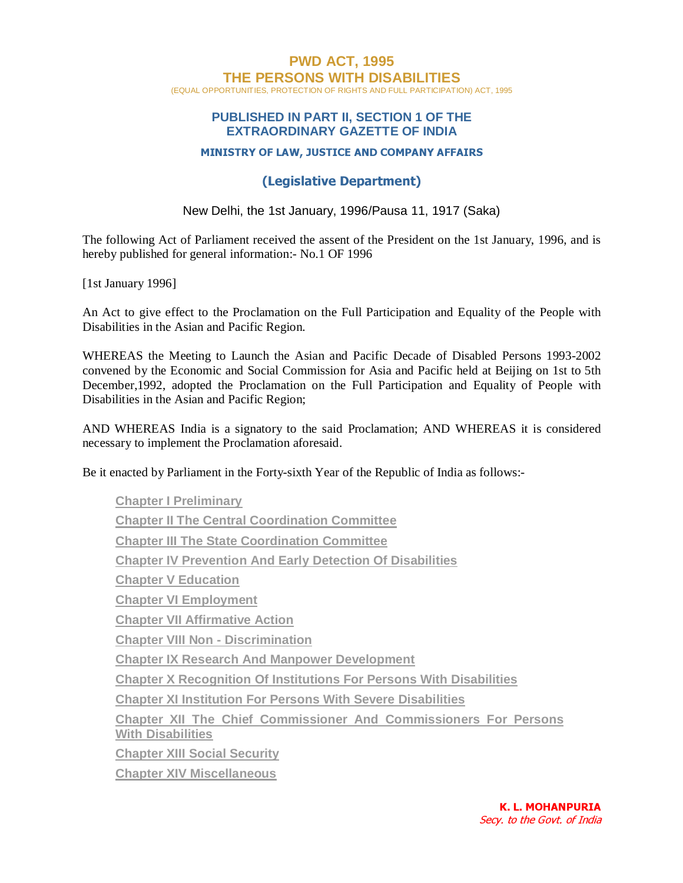# PWD ACT, 1995

# THE PERSONS WITH DISABILITIES

(EQUAL OPPORTUNITIES, PROTECTION OF RIGHTS AND FULL PARTICIPATION) ACT, 1995

## PUBLISHED IN PART II, SECTION 1 OF THE EXTRAORDINARY GAZETTE OF INDIA

### MINISTRY OF LAW, JUSTICE AND COMPANY AFFAIRS

### (Legislative Department)

New Delhi, the 1st January, 1996/Pausa 11, 1917 (Saka)

The following Act of Parliament received the assent of the President on the 1st January, 1996, and is hereby published for general information:- No.1 OF 1996

[1st January 1996]

An Act to give effect to the Proclamation on the Full Participation and Equality of the People with Disabilities in the Asian and Pacific Region.

WHEREAS the Meeting to Launch the Asian and Pacific Decade of Disabled Persons 1993-2002 convened by the Economic and Social Commission for Asia and Pacific held at Beijing on 1st to 5th December,1992, adopted the Proclamation on the Full Participation and Equality of People with Disabilities in the Asian and Pacific Region;

AND WHEREAS India is a signatory to the said Proclamation; AND WHEREAS it is considered necessary to implement the Proclamation aforesaid.

Be it enacted by Parliament in the Forty-sixth Year of the Republic of India as follows:-

- Chapter I Preliminary
- Chapter II The Central Coordination Committee
- Chapter III The State Coordination Committee
- Chapter IV Prevention And Early Detection Of Disabilities
- Chapter V Education
- Chapter VI Employment
- Chapter VII Affirmative Action
- Chapter VIII Non - Discrimination
- Chapter IX Research And Manpower Development
- Chapter X Recognition Of Institutions For Persons With Disabilities
- Chapter XI Institution For Persons With Severe Disabilities
- Chapter XII The Chief Commissioner And Commissioners For Persons With Disabilities
- Chapter XIII Social Security
- Chapter XIV Miscellaneous

**K. L. MOHANPURIA**
*Secy. to the Govt. of India*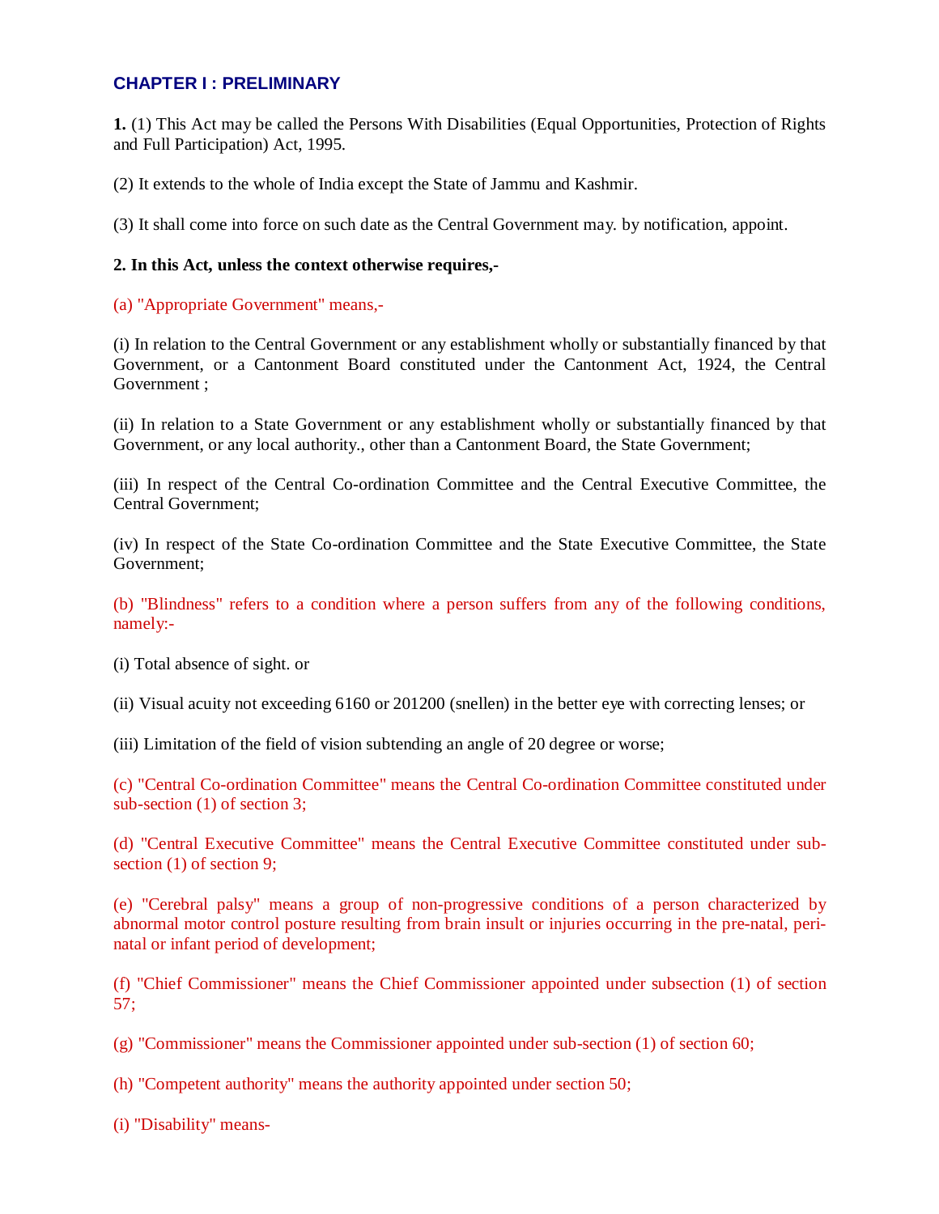## CHAPTER I : PRELIMINARY

**1.** (1) This Act may be called the Persons With Disabilities (Equal Opportunities, Protection of Rights and Full Participation) Act, 1995.

(2) It extends to the whole of India except the State of Jammu and Kashmir.

(3) It shall come into force on such date as the Central Government may. by notification, appoint.

**2. In this Act, unless the context otherwise requires,-**

(a) "Appropriate Government" means,-

(i) In relation to the Central Government or any establishment wholly or substantially financed by that Government, or a Cantonment Board constituted under the Cantonment Act, 1924, the Central Government ;

(ii) In relation to a State Government or any establishment wholly or substantially financed by that Government, or any local authority., other than a Cantonment Board, the State Government;

(iii) In respect of the Central Co-ordination Committee and the Central Executive Committee, the Central Government;

(iv) In respect of the State Co-ordination Committee and the State Executive Committee, the State Government;

(b) "Blindness" refers to a condition where a person suffers from any of the following conditions, namely:-

(i) Total absence of sight. or

(ii) Visual acuity not exceeding 6160 or 201200 (snellen) in the better eye with correcting lenses; or

(iii) Limitation of the field of vision subtending an angle of 20 degree or worse;

(c) "Central Co-ordination Committee" means the Central Co-ordination Committee constituted under sub-section (1) of section 3;

(d) "Central Executive Committee" means the Central Executive Committee constituted under sub-section (1) of section 9;

(e) "Cerebral palsy" means a group of non-progressive conditions of a person characterized by abnormal motor control posture resulting from brain insult or injuries occurring in the pre-natal, peri-natal or infant period of development;

(f) "Chief Commissioner" means the Chief Commissioner appointed under subsection (1) of section 57;

(g) "Commissioner" means the Commissioner appointed under sub-section (1) of section 60;

(h) "Competent authority" means the authority appointed under section 50;

(i) "Disability" means-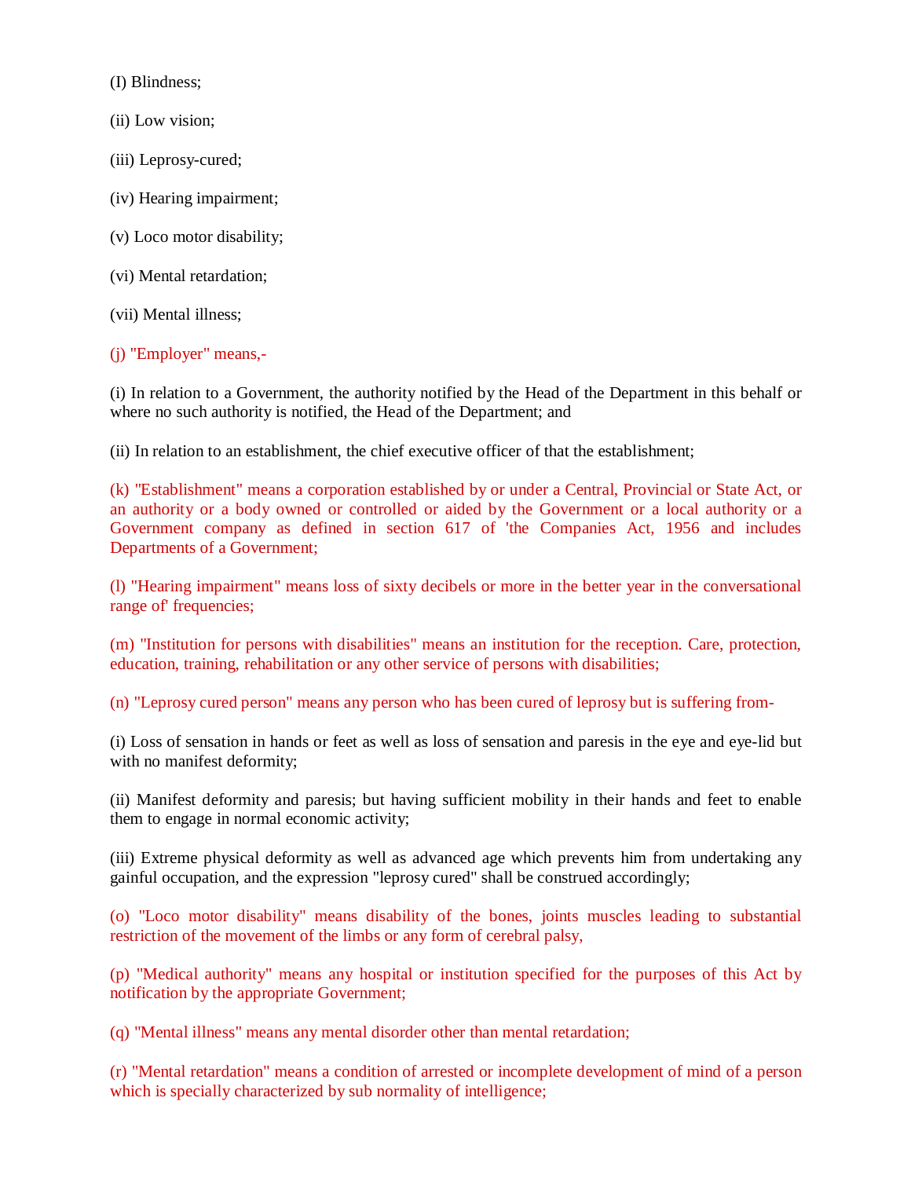(I) Blindness;

(ii) Low vision;

(iii) Leprosy-cured;

(iv) Hearing impairment;

(v) Loco motor disability;

(vi) Mental retardation;

(vii) Mental illness;

(j) "Employer" means,-

(i) In relation to a Government, the authority notified by the Head of the Department in this behalf or where no such authority is notified, the Head of the Department; and

(ii) In relation to an establishment, the chief executive officer of that the establishment;

(k) "Establishment" means a corporation established by or under a Central, Provincial or State Act, or an authority or a body owned or controlled or aided by the Government or a local authority or a Government company as defined in section 617 of 'the Companies Act, 1956 and includes Departments of a Government;

(l) "Hearing impairment" means loss of sixty decibels or more in the better year in the conversational range of' frequencies;

(m) "Institution for persons with disabilities" means an institution for the reception. Care, protection, education, training, rehabilitation or any other service of persons with disabilities;

(n) "Leprosy cured person" means any person who has been cured of leprosy but is suffering from-

(i) Loss of sensation in hands or feet as well as loss of sensation and paresis in the eye and eye-lid but with no manifest deformity;

(ii) Manifest deformity and paresis; but having sufficient mobility in their hands and feet to enable them to engage in normal economic activity;

(iii) Extreme physical deformity as well as advanced age which prevents him from undertaking any gainful occupation, and the expression "leprosy cured" shall be construed accordingly;

(o) "Loco motor disability" means disability of the bones, joints muscles leading to substantial restriction of the movement of the limbs or any form of cerebral palsy,

(p) "Medical authority" means any hospital or institution specified for the purposes of this Act by notification by the appropriate Government;

(q) "Mental illness" means any mental disorder other than mental retardation;

(r) "Mental retardation" means a condition of arrested or incomplete development of mind of a person which is specially characterized by sub normality of intelligence;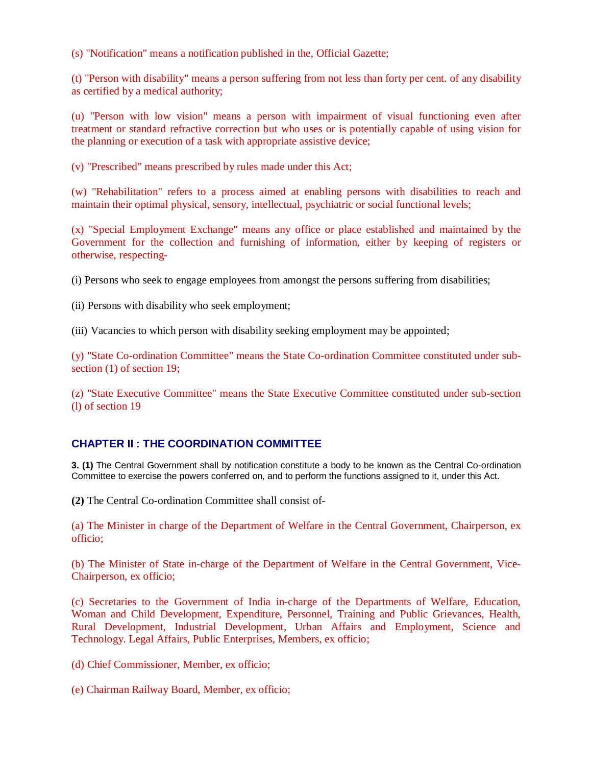(s) "Notification" means a notification published in the, Official Gazette;

(t) "Person with disability" means a person suffering from not less than forty per cent. of any disability as certified by a medical authority;

(u) "Person with low vision" means a person with impairment of visual functioning even after treatment or standard refractive correction but who uses or is potentially capable of using vision for the planning or execution of a task with appropriate assistive device;

(v) "Prescribed" means prescribed by rules made under this Act;

(w) "Rehabilitation" refers to a process aimed at enabling persons with disabilities to reach and maintain their optimal physical, sensory, intellectual, psychiatric or social functional levels;

(x) "Special Employment Exchange" means any office or place established and maintained by the Government for the collection and furnishing of information, either by keeping of registers or otherwise, respecting-

(i) Persons who seek to engage employees from amongst the persons suffering from disabilities;

(ii) Persons with disability who seek employment;

(iii) Vacancies to which person with disability seeking employment may be appointed;

(y) "State Co-ordination Committee" means the State Co-ordination Committee constituted under sub-section (1) of section 19;

(z) "State Executive Committee" means the State Executive Committee constituted under sub-section (l) of section 19

## CHAPTER II : THE COORDINATION COMMITTEE

**3. (1)** The Central Government shall by notification constitute a body to be known as the Central Co-ordination Committee to exercise the powers conferred on, and to perform the functions assigned to it, under this Act.

**(2)** The Central Co-ordination Committee shall consist of-

(a) The Minister in charge of the Department of Welfare in the Central Government, Chairperson, ex officio;

(b) The Minister of State in-charge of the Department of Welfare in the Central Government, Vice-Chairperson, ex officio;

(c) Secretaries to the Government of India in-charge of the Departments of Welfare, Education, Woman and Child Development, Expenditure, Personnel, Training and Public Grievances, Health, Rural Development, Industrial Development, Urban Affairs and Employment, Science and Technology. Legal Affairs, Public Enterprises, Members, ex officio;

(d) Chief Commissioner, Member, ex officio;

(e) Chairman Railway Board, Member, ex officio;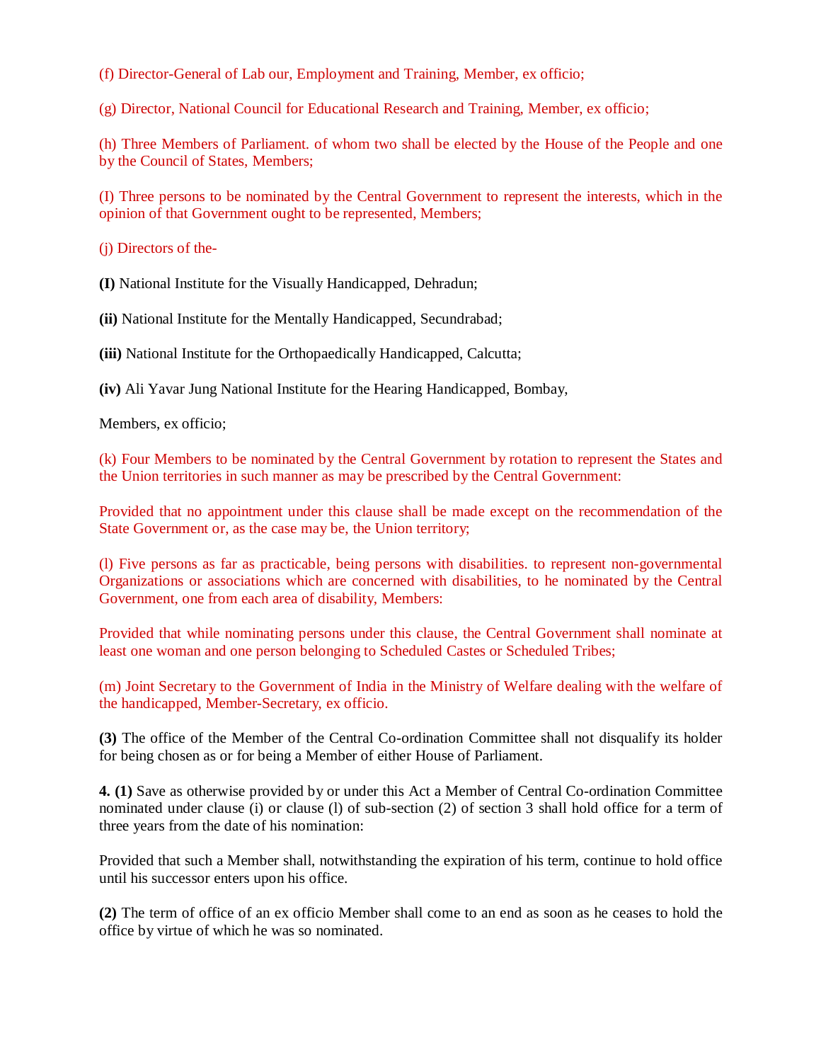(f) Director-General of Lab our, Employment and Training, Member, ex officio;

(g) Director, National Council for Educational Research and Training, Member, ex officio;

(h) Three Members of Parliament. of whom two shall be elected by the House of the People and one by the Council of States, Members;

(I) Three persons to be nominated by the Central Government to represent the interests, which in the opinion of that Government ought to be represented, Members;

(j) Directors of the-

**(I)** National Institute for the Visually Handicapped, Dehradun;

**(ii)** National Institute for the Mentally Handicapped, Secundrabad;

**(iii)** National Institute for the Orthopaedically Handicapped, Calcutta;

**(iv)** Ali Yavar Jung National Institute for the Hearing Handicapped, Bombay,

Members, ex officio;

(k) Four Members to be nominated by the Central Government by rotation to represent the States and the Union territories in such manner as may be prescribed by the Central Government:

Provided that no appointment under this clause shall be made except on the recommendation of the State Government or, as the case may be, the Union territory;

(l) Five persons as far as practicable, being persons with disabilities. to represent non-governmental Organizations or associations which are concerned with disabilities, to he nominated by the Central Government, one from each area of disability, Members:

Provided that while nominating persons under this clause, the Central Government shall nominate at least one woman and one person belonging to Scheduled Castes or Scheduled Tribes;

(m) Joint Secretary to the Government of India in the Ministry of Welfare dealing with the welfare of the handicapped, Member-Secretary, ex officio.

**(3)** The office of the Member of the Central Co-ordination Committee shall not disqualify its holder for being chosen as or for being a Member of either House of Parliament.

**4. (1)** Save as otherwise provided by or under this Act a Member of Central Co-ordination Committee nominated under clause (i) or clause (l) of sub-section (2) of section 3 shall hold office for a term of three years from the date of his nomination:

Provided that such a Member shall, notwithstanding the expiration of his term, continue to hold office until his successor enters upon his office.

**(2)** The term of office of an ex officio Member shall come to an end as soon as he ceases to hold the office by virtue of which he was so nominated.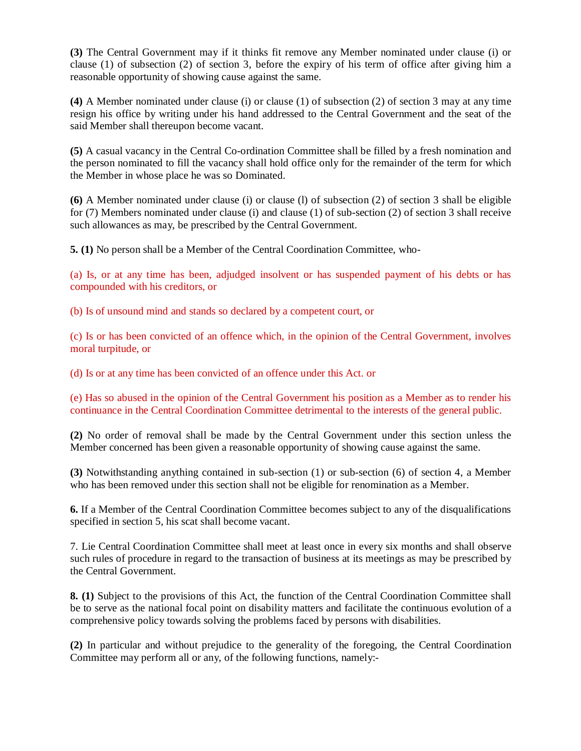**(3)** The Central Government may if it thinks fit remove any Member nominated under clause (i) or clause (1) of subsection (2) of section 3, before the expiry of his term of office after giving him a reasonable opportunity of showing cause against the same.

**(4)** A Member nominated under clause (i) or clause (1) of subsection (2) of section 3 may at any time resign his office by writing under his hand addressed to the Central Government and the seat of the said Member shall thereupon become vacant.

**(5)** A casual vacancy in the Central Co-ordination Committee shall be filled by a fresh nomination and the person nominated to fill the vacancy shall hold office only for the remainder of the term for which the Member in whose place he was so Dominated.

**(6)** A Member nominated under clause (i) or clause (l) of subsection (2) of section 3 shall be eligible for (7) Members nominated under clause (i) and clause (1) of sub-section (2) of section 3 shall receive such allowances as may, be prescribed by the Central Government.

**5. (1)** No person shall be a Member of the Central Coordination Committee, who-

(a) Is, or at any time has been, adjudged insolvent or has suspended payment of his debts or has compounded with his creditors, or

(b) Is of unsound mind and stands so declared by a competent court, or

(c) Is or has been convicted of an offence which, in the opinion of the Central Government, involves moral turpitude, or

(d) Is or at any time has been convicted of an offence under this Act. or

(e) Has so abused in the opinion of the Central Government his position as a Member as to render his continuance in the Central Coordination Committee detrimental to the interests of the general public.

**(2)** No order of removal shall be made by the Central Government under this section unless the Member concerned has been given a reasonable opportunity of showing cause against the same.

**(3)** Notwithstanding anything contained in sub-section (1) or sub-section (6) of section 4, a Member who has been removed under this section shall not be eligible for renomination as a Member.

**6.** If a Member of the Central Coordination Committee becomes subject to any of the disqualifications specified in section 5, his scat shall become vacant.

7. Lie Central Coordination Committee shall meet at least once in every six months and shall observe such rules of procedure in regard to the transaction of business at its meetings as may be prescribed by the Central Government.

**8. (1)** Subject to the provisions of this Act, the function of the Central Coordination Committee shall be to serve as the national focal point on disability matters and facilitate the continuous evolution of a comprehensive policy towards solving the problems faced by persons with disabilities.

**(2)** In particular and without prejudice to the generality of the foregoing, the Central Coordination Committee may perform all or any, of the following functions, namely:-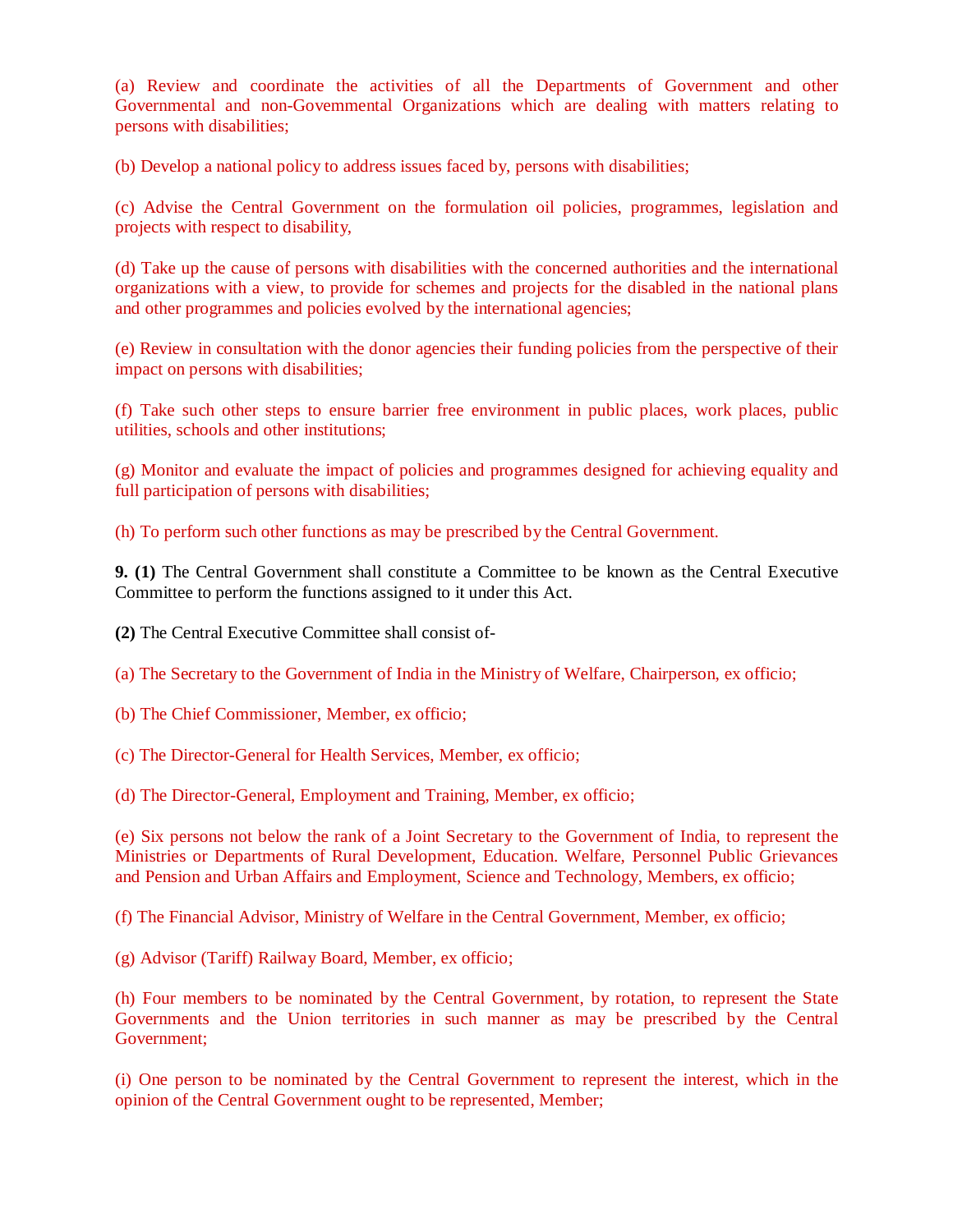(a) Review and coordinate the activities of all the Departments of Government and other Governmental and non-Govemmental Organizations which are dealing with matters relating to persons with disabilities;

(b) Develop a national policy to address issues faced by, persons with disabilities;

(c) Advise the Central Government on the formulation oil policies, programmes, legislation and projects with respect to disability,

(d) Take up the cause of persons with disabilities with the concerned authorities and the international organizations with a view, to provide for schemes and projects for the disabled in the national plans and other programmes and policies evolved by the international agencies;

(e) Review in consultation with the donor agencies their funding policies from the perspective of their impact on persons with disabilities;

(f) Take such other steps to ensure barrier free environment in public places, work places, public utilities, schools and other institutions;

(g) Monitor and evaluate the impact of policies and programmes designed for achieving equality and full participation of persons with disabilities;

(h) To perform such other functions as may be prescribed by the Central Government.

**9. (1)** The Central Government shall constitute a Committee to be known as the Central Executive Committee to perform the functions assigned to it under this Act.

**(2)** The Central Executive Committee shall consist of-

(a) The Secretary to the Government of India in the Ministry of Welfare, Chairperson, ex officio;

(b) The Chief Commissioner, Member, ex officio;

(c) The Director-General for Health Services, Member, ex officio;

(d) The Director-General, Employment and Training, Member, ex officio;

(e) Six persons not below the rank of a Joint Secretary to the Government of India, to represent the Ministries or Departments of Rural Development, Education. Welfare, Personnel Public Grievances and Pension and Urban Affairs and Employment, Science and Technology, Members, ex officio;

(f) The Financial Advisor, Ministry of Welfare in the Central Government, Member, ex officio;

(g) Advisor (Tariff) Railway Board, Member, ex officio;

(h) Four members to be nominated by the Central Government, by rotation, to represent the State Governments and the Union territories in such manner as may be prescribed by the Central Government;

(i) One person to be nominated by the Central Government to represent the interest, which in the opinion of the Central Government ought to be represented, Member;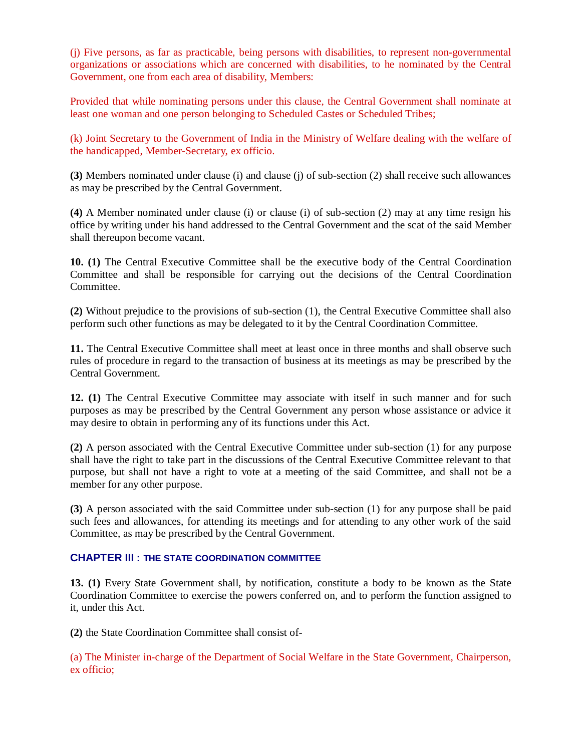(j) Five persons, as far as practicable, being persons with disabilities, to represent non-governmental organizations or associations which are concerned with disabilities, to he nominated by the Central Government, one from each area of disability, Members:

Provided that while nominating persons under this clause, the Central Government shall nominate at least one woman and one person belonging to Scheduled Castes or Scheduled Tribes;

(k) Joint Secretary to the Government of India in the Ministry of Welfare dealing with the welfare of the handicapped, Member-Secretary, ex officio.

**(3)** Members nominated under clause (i) and clause (j) of sub-section (2) shall receive such allowances as may be prescribed by the Central Government.

**(4)** A Member nominated under clause (i) or clause (i) of sub-section (2) may at any time resign his office by writing under his hand addressed to the Central Government and the scat of the said Member shall thereupon become vacant.

**10. (1)** The Central Executive Committee shall be the executive body of the Central Coordination Committee and shall be responsible for carrying out the decisions of the Central Coordination Committee.

**(2)** Without prejudice to the provisions of sub-section (1), the Central Executive Committee shall also perform such other functions as may be delegated to it by the Central Coordination Committee.

**11.** The Central Executive Committee shall meet at least once in three months and shall observe such rules of procedure in regard to the transaction of business at its meetings as may be prescribed by the Central Government.

**12. (1)** The Central Executive Committee may associate with itself in such manner and for such purposes as may be prescribed by the Central Government any person whose assistance or advice it may desire to obtain in performing any of its functions under this Act.

**(2)** A person associated with the Central Executive Committee under sub-section (1) for any purpose shall have the right to take part in the discussions of the Central Executive Committee relevant to that purpose, but shall not have a right to vote at a meeting of the said Committee, and shall not be a member for any other purpose.

**(3)** A person associated with the said Committee under sub-section (1) for any purpose shall be paid such fees and allowances, for attending its meetings and for attending to any other work of the said Committee, as may be prescribed by the Central Government.

## CHAPTER III : THE STATE COORDINATION COMMITTEE

**13. (1)** Every State Government shall, by notification, constitute a body to be known as the State Coordination Committee to exercise the powers conferred on, and to perform the function assigned to it, under this Act.

**(2)** the State Coordination Committee shall consist of-

(a) The Minister in-charge of the Department of Social Welfare in the State Government, Chairperson, ex officio;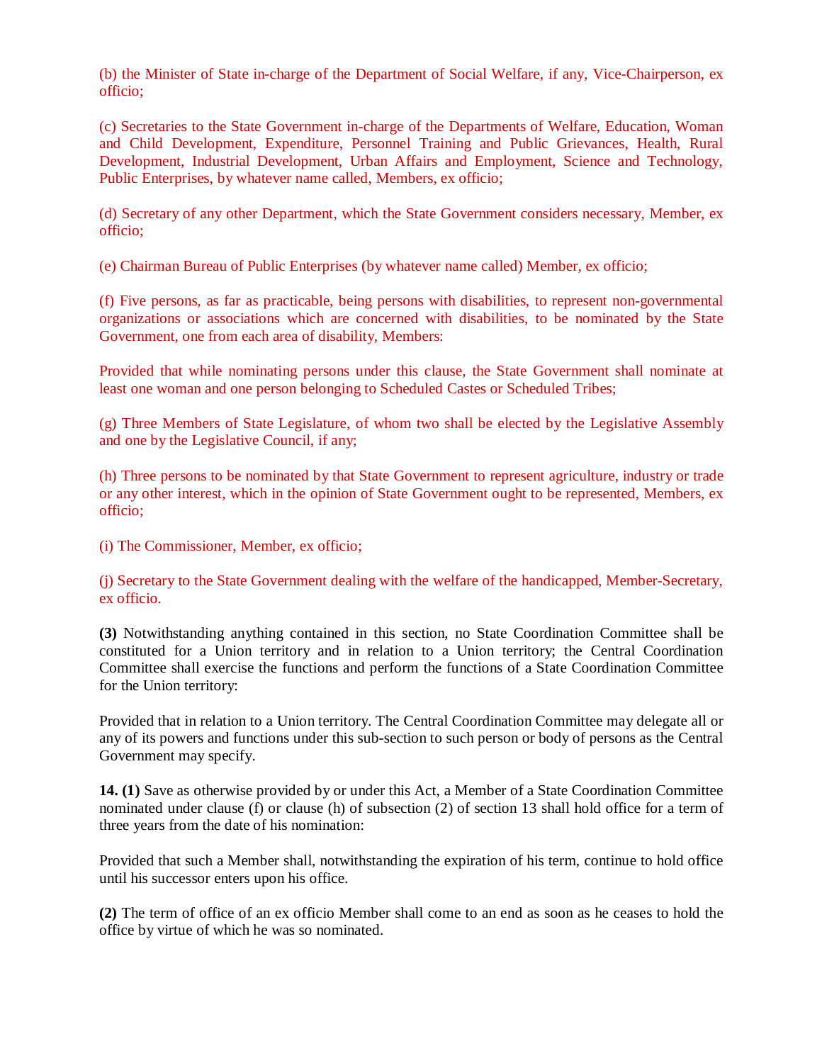(b) the Minister of State in-charge of the Department of Social Welfare, if any, Vice-Chairperson, ex officio;

(c) Secretaries to the State Government in-charge of the Departments of Welfare, Education, Woman and Child Development, Expenditure, Personnel Training and Public Grievances, Health, Rural Development, Industrial Development, Urban Affairs and Employment, Science and Technology, Public Enterprises, by whatever name called, Members, ex officio;

(d) Secretary of any other Department, which the State Government considers necessary, Member, ex officio;

(e) Chairman Bureau of Public Enterprises (by whatever name called) Member, ex officio;

(f) Five persons, as far as practicable, being persons with disabilities, to represent non-governmental organizations or associations which are concerned with disabilities, to be nominated by the State Government, one from each area of disability, Members:

Provided that while nominating persons under this clause, the State Government shall nominate at least one woman and one person belonging to Scheduled Castes or Scheduled Tribes;

(g) Three Members of State Legislature, of whom two shall be elected by the Legislative Assembly and one by the Legislative Council, if any;

(h) Three persons to be nominated by that State Government to represent agriculture, industry or trade or any other interest, which in the opinion of State Government ought to be represented, Members, ex officio;

(i) The Commissioner, Member, ex officio;

(j) Secretary to the State Government dealing with the welfare of the handicapped, Member-Secretary, ex officio.

**(3)** Notwithstanding anything contained in this section, no State Coordination Committee shall be constituted for a Union territory and in relation to a Union territory; the Central Coordination Committee shall exercise the functions and perform the functions of a State Coordination Committee for the Union territory:

Provided that in relation to a Union territory. The Central Coordination Committee may delegate all or any of its powers and functions under this sub-section to such person or body of persons as the Central Government may specify.

**14. (1)** Save as otherwise provided by or under this Act, a Member of a State Coordination Committee nominated under clause (f) or clause (h) of subsection (2) of section 13 shall hold office for a term of three years from the date of his nomination:

Provided that such a Member shall, notwithstanding the expiration of his term, continue to hold office until his successor enters upon his office.

**(2)** The term of office of an ex officio Member shall come to an end as soon as he ceases to hold the office by virtue of which he was so nominated.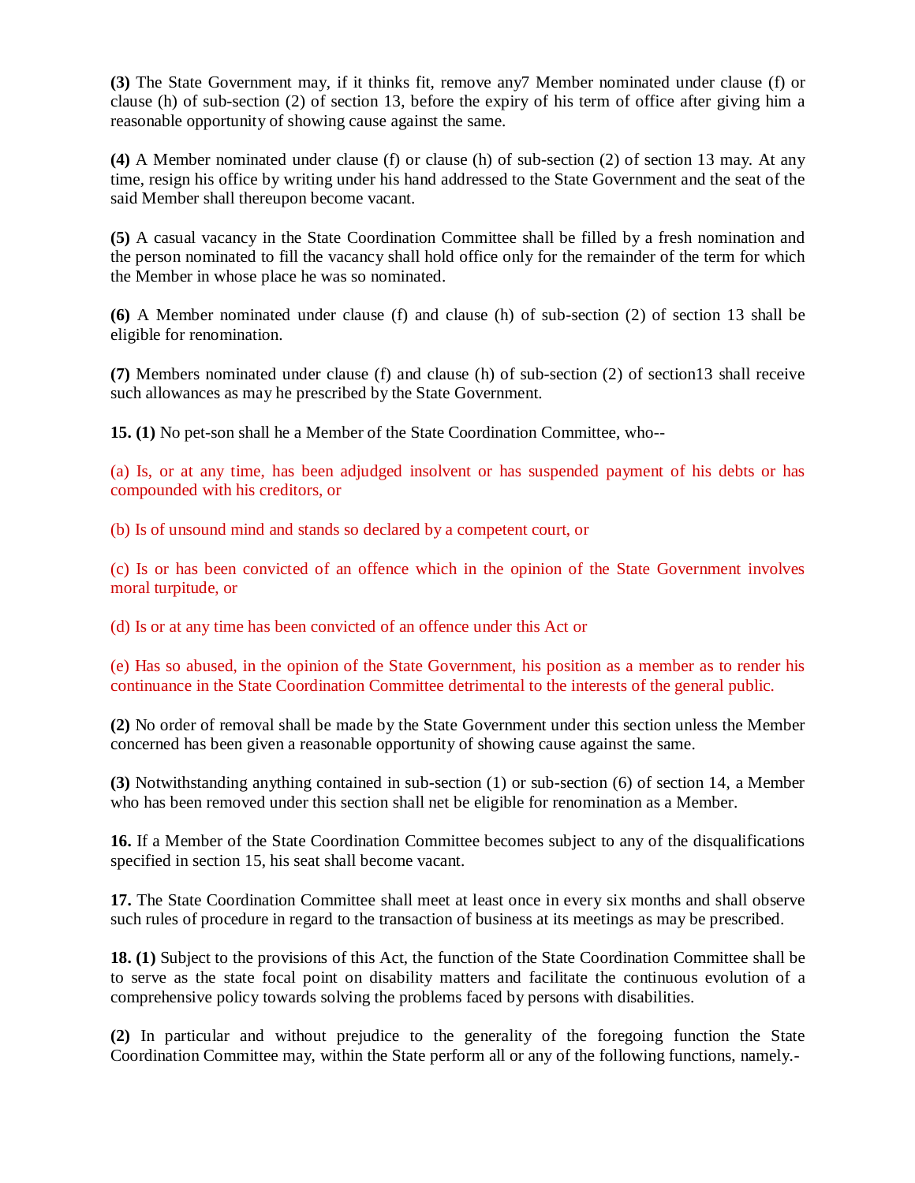**(3)** The State Government may, if it thinks fit, remove any7 Member nominated under clause (f) or clause (h) of sub-section (2) of section 13, before the expiry of his term of office after giving him a reasonable opportunity of showing cause against the same.

**(4)** A Member nominated under clause (f) or clause (h) of sub-section (2) of section 13 may. At any time, resign his office by writing under his hand addressed to the State Government and the seat of the said Member shall thereupon become vacant.

**(5)** A casual vacancy in the State Coordination Committee shall be filled by a fresh nomination and the person nominated to fill the vacancy shall hold office only for the remainder of the term for which the Member in whose place he was so nominated.

**(6)** A Member nominated under clause (f) and clause (h) of sub-section (2) of section 13 shall be eligible for renomination.

**(7)** Members nominated under clause (f) and clause (h) of sub-section (2) of section13 shall receive such allowances as may he prescribed by the State Government.

**15. (1)** No pet-son shall he a Member of the State Coordination Committee, who--

(a) Is, or at any time, has been adjudged insolvent or has suspended payment of his debts or has compounded with his creditors, or

(b) Is of unsound mind and stands so declared by a competent court, or

(c) Is or has been convicted of an offence which in the opinion of the State Government involves moral turpitude, or

(d) Is or at any time has been convicted of an offence under this Act or

(e) Has so abused, in the opinion of the State Government, his position as a member as to render his continuance in the State Coordination Committee detrimental to the interests of the general public.

**(2)** No order of removal shall be made by the State Government under this section unless the Member concerned has been given a reasonable opportunity of showing cause against the same.

**(3)** Notwithstanding anything contained in sub-section (1) or sub-section (6) of section 14, a Member who has been removed under this section shall net be eligible for renomination as a Member.

**16.** If a Member of the State Coordination Committee becomes subject to any of the disqualifications specified in section 15, his seat shall become vacant.

**17.** The State Coordination Committee shall meet at least once in every six months and shall observe such rules of procedure in regard to the transaction of business at its meetings as may be prescribed.

**18. (1)** Subject to the provisions of this Act, the function of the State Coordination Committee shall be to serve as the state focal point on disability matters and facilitate the continuous evolution of a comprehensive policy towards solving the problems faced by persons with disabilities.

**(2)** In particular and without prejudice to the generality of the foregoing function the State Coordination Committee may, within the State perform all or any of the following functions, namely.-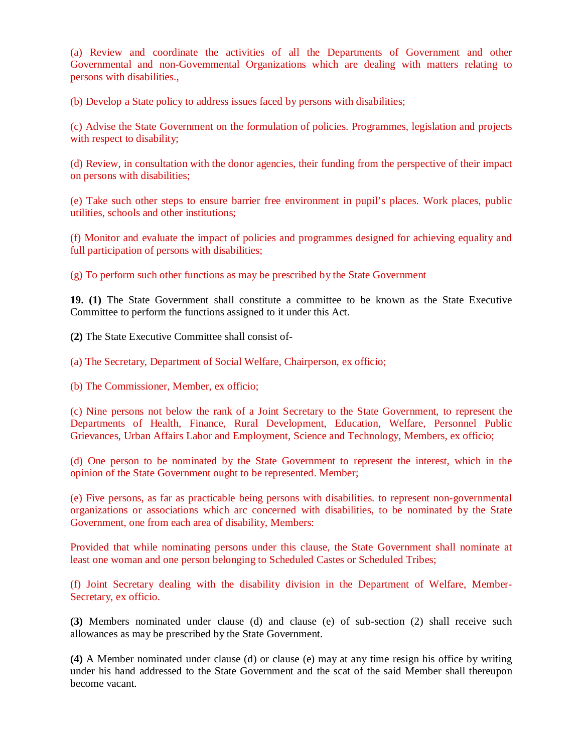(a) Review and coordinate the activities of all the Departments of Government and other Governmental and non-Govemmental Organizations which are dealing with matters relating to persons with disabilities.,

(b) Develop a State policy to address issues faced by persons with disabilities;

(c) Advise the State Government on the formulation of policies. Programmes, legislation and projects with respect to disability;

(d) Review, in consultation with the donor agencies, their funding from the perspective of their impact on persons with disabilities;

(e) Take such other steps to ensure barrier free environment in pupil's places. Work places, public utilities, schools and other institutions;

(f) Monitor and evaluate the impact of policies and programmes designed for achieving equality and full participation of persons with disabilities;

(g) To perform such other functions as may be prescribed by the State Government

**19. (1)** The State Government shall constitute a committee to be known as the State Executive Committee to perform the functions assigned to it under this Act.

**(2)** The State Executive Committee shall consist of-

(a) The Secretary, Department of Social Welfare, Chairperson, ex officio;

(b) The Commissioner, Member, ex officio;

(c) Nine persons not below the rank of a Joint Secretary to the State Government, to represent the Departments of Health, Finance, Rural Development, Education, Welfare, Personnel Public Grievances, Urban Affairs Labor and Employment, Science and Technology, Members, ex officio;

(d) One person to be nominated by the State Government to represent the interest, which in the opinion of the State Government ought to be represented. Member;

(e) Five persons, as far as practicable being persons with disabilities. to represent non-governmental organizations or associations which arc concerned with disabilities, to be nominated by the State Government, one from each area of disability, Members:

Provided that while nominating persons under this clause, the State Government shall nominate at least one woman and one person belonging to Scheduled Castes or Scheduled Tribes;

(f) Joint Secretary dealing with the disability division in the Department of Welfare, Member-Secretary, ex officio.

**(3)** Members nominated under clause (d) and clause (e) of sub-section (2) shall receive such allowances as may be prescribed by the State Government.

**(4)** A Member nominated under clause (d) or clause (e) may at any time resign his office by writing under his hand addressed to the State Government and the scat of the said Member shall thereupon become vacant.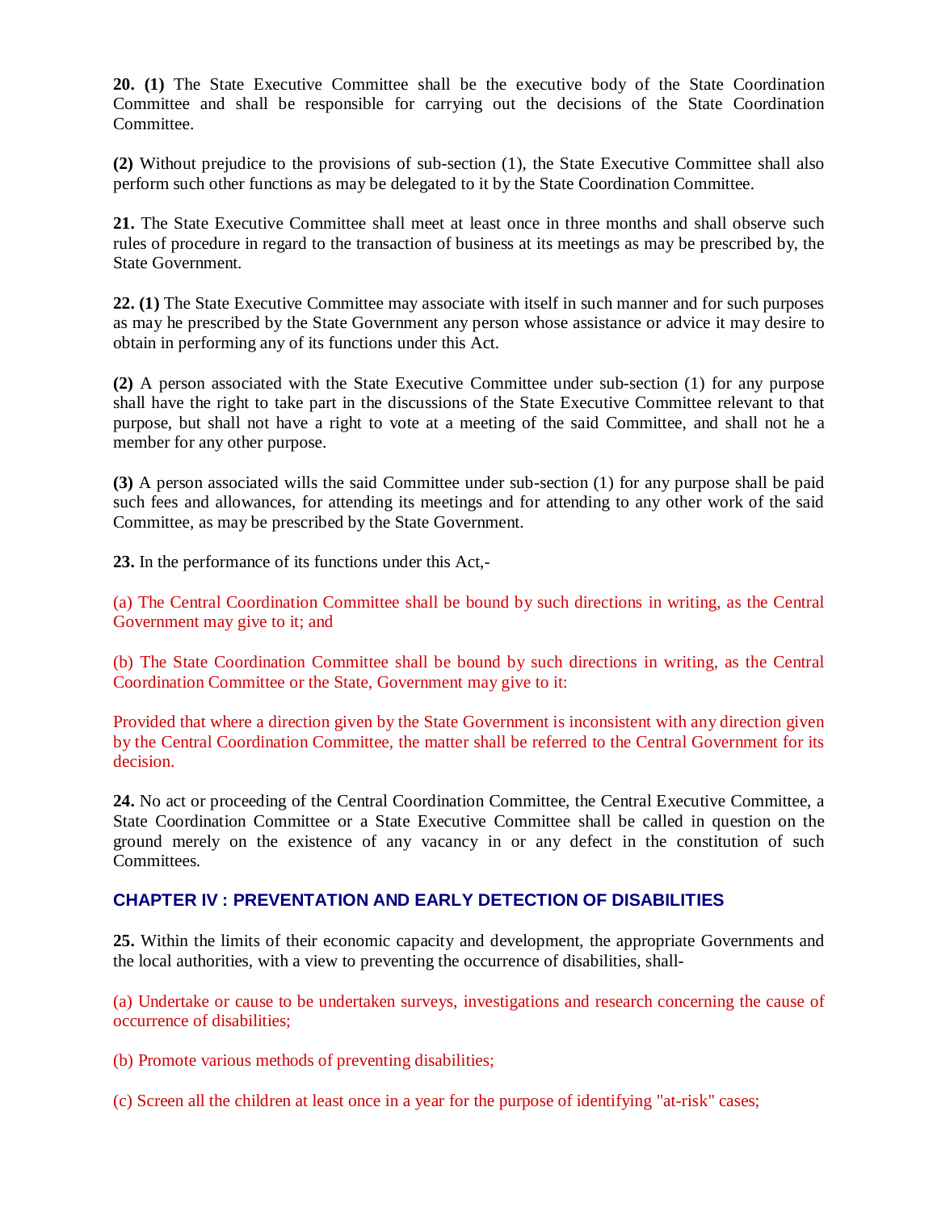**20. (1)** The State Executive Committee shall be the executive body of the State Coordination Committee and shall be responsible for carrying out the decisions of the State Coordination Committee.

**(2)** Without prejudice to the provisions of sub-section (1), the State Executive Committee shall also perform such other functions as may be delegated to it by the State Coordination Committee.

**21.** The State Executive Committee shall meet at least once in three months and shall observe such rules of procedure in regard to the transaction of business at its meetings as may be prescribed by, the State Government.

**22. (1)** The State Executive Committee may associate with itself in such manner and for such purposes as may he prescribed by the State Government any person whose assistance or advice it may desire to obtain in performing any of its functions under this Act.

**(2)** A person associated with the State Executive Committee under sub-section (1) for any purpose shall have the right to take part in the discussions of the State Executive Committee relevant to that purpose, but shall not have a right to vote at a meeting of the said Committee, and shall not he a member for any other purpose.

**(3)** A person associated wills the said Committee under sub-section (1) for any purpose shall be paid such fees and allowances, for attending its meetings and for attending to any other work of the said Committee, as may be prescribed by the State Government.

**23.** In the performance of its functions under this Act,-

(a) The Central Coordination Committee shall be bound by such directions in writing, as the Central Government may give to it; and

(b) The State Coordination Committee shall be bound by such directions in writing, as the Central Coordination Committee or the State, Government may give to it:

Provided that where a direction given by the State Government is inconsistent with any direction given by the Central Coordination Committee, the matter shall be referred to the Central Government for its decision.

**24.** No act or proceeding of the Central Coordination Committee, the Central Executive Committee, a State Coordination Committee or a State Executive Committee shall be called in question on the ground merely on the existence of any vacancy in or any defect in the constitution of such Committees.

## CHAPTER IV : PREVENTATION AND EARLY DETECTION OF DISABILITIES

**25.** Within the limits of their economic capacity and development, the appropriate Governments and the local authorities, with a view to preventing the occurrence of disabilities, shall-

(a) Undertake or cause to be undertaken surveys, investigations and research concerning the cause of occurrence of disabilities;

(b) Promote various methods of preventing disabilities;

(c) Screen all the children at least once in a year for the purpose of identifying "at-risk" cases;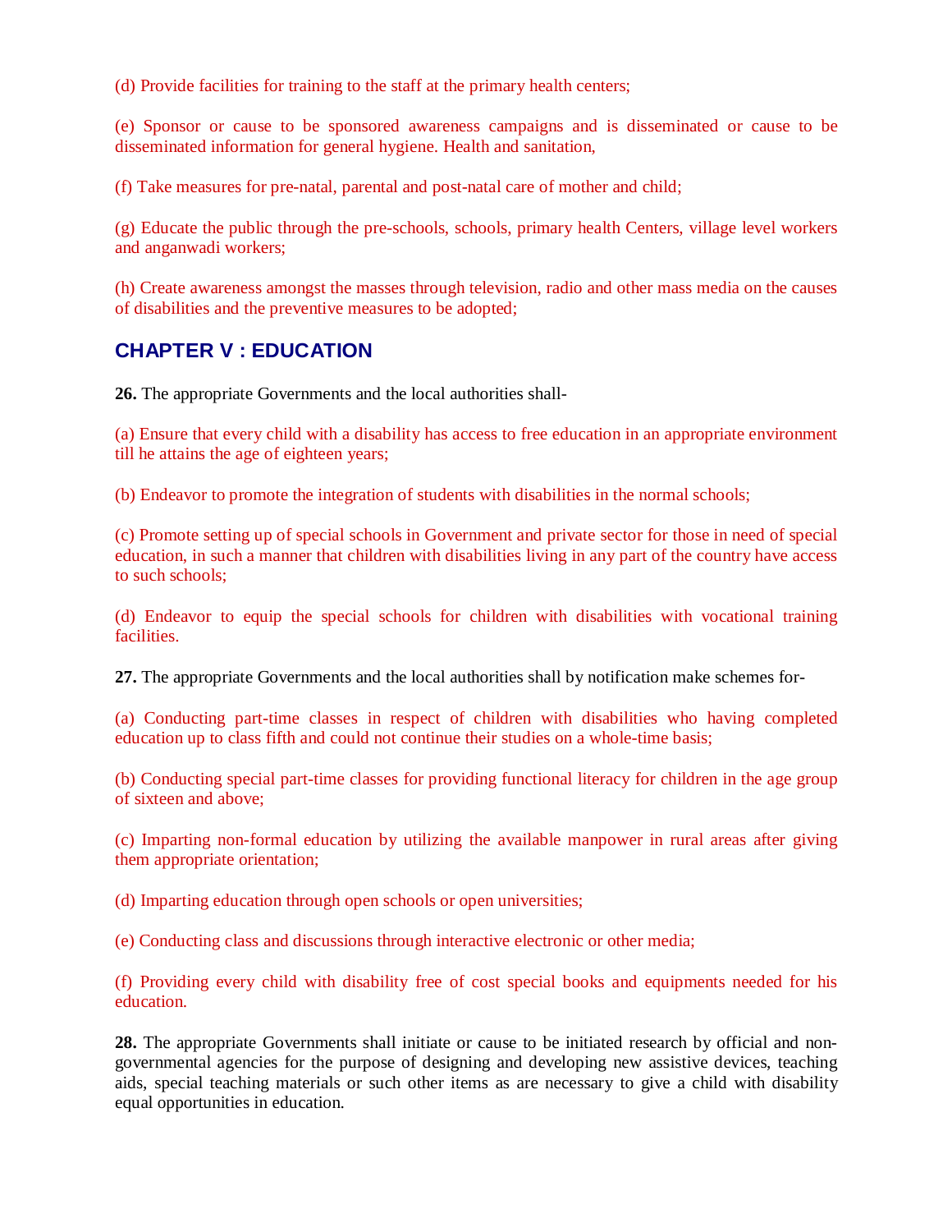(d) Provide facilities for training to the staff at the primary health centers;

(e) Sponsor or cause to be sponsored awareness campaigns and is disseminated or cause to be disseminated information for general hygiene. Health and sanitation,

(f) Take measures for pre-natal, parental and post-natal care of mother and child;

(g) Educate the public through the pre-schools, schools, primary health Centers, village level workers and anganwadi workers;

(h) Create awareness amongst the masses through television, radio and other mass media on the causes of disabilities and the preventive measures to be adopted;

## CHAPTER V : EDUCATION

**26.** The appropriate Governments and the local authorities shall-

(a) Ensure that every child with a disability has access to free education in an appropriate environment till he attains the age of eighteen years;

(b) Endeavor to promote the integration of students with disabilities in the normal schools;

(c) Promote setting up of special schools in Government and private sector for those in need of special education, in such a manner that children with disabilities living in any part of the country have access to such schools;

(d) Endeavor to equip the special schools for children with disabilities with vocational training facilities.

**27.** The appropriate Governments and the local authorities shall by notification make schemes for-

(a) Conducting part-time classes in respect of children with disabilities who having completed education up to class fifth and could not continue their studies on a whole-time basis;

(b) Conducting special part-time classes for providing functional literacy for children in the age group of sixteen and above;

(c) Imparting non-formal education by utilizing the available manpower in rural areas after giving them appropriate orientation;

(d) Imparting education through open schools or open universities;

(e) Conducting class and discussions through interactive electronic or other media;

(f) Providing every child with disability free of cost special books and equipments needed for his education.

**28.** The appropriate Governments shall initiate or cause to be initiated research by official and non-governmental agencies for the purpose of designing and developing new assistive devices, teaching aids, special teaching materials or such other items as are necessary to give a child with disability equal opportunities in education.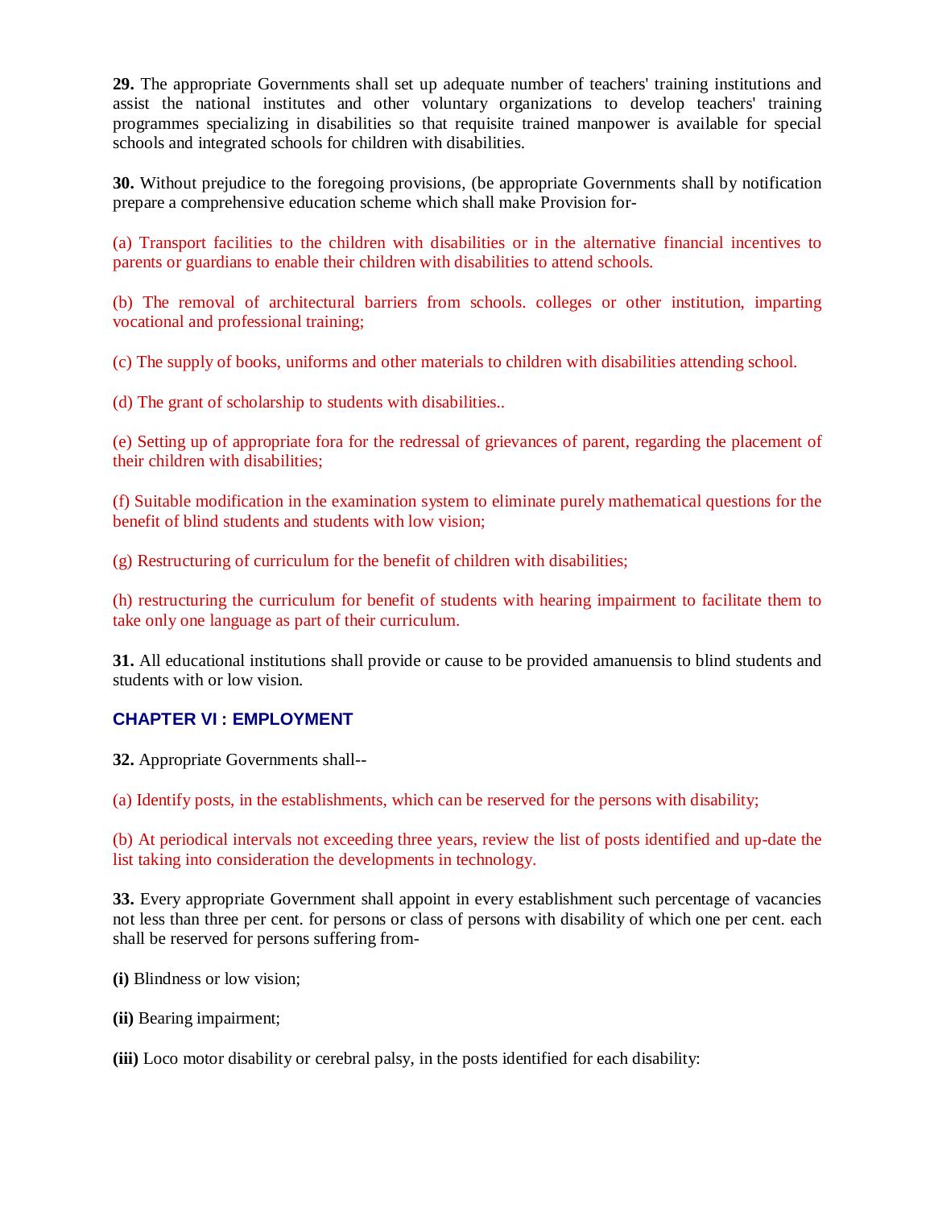**29.** The appropriate Governments shall set up adequate number of teachers' training institutions and assist the national institutes and other voluntary organizations to develop teachers' training programmes specializing in disabilities so that requisite trained manpower is available for special schools and integrated schools for children with disabilities.

**30.** Without prejudice to the foregoing provisions, (be appropriate Governments shall by notification prepare a comprehensive education scheme which shall make Provision for-

(a) Transport facilities to the children with disabilities or in the alternative financial incentives to parents or guardians to enable their children with disabilities to attend schools.

(b) The removal of architectural barriers from schools. colleges or other institution, imparting vocational and professional training;

(c) The supply of books, uniforms and other materials to children with disabilities attending school.

(d) The grant of scholarship to students with disabilities..

(e) Setting up of appropriate fora for the redressal of grievances of parent, regarding the placement of their children with disabilities;

(f) Suitable modification in the examination system to eliminate purely mathematical questions for the benefit of blind students and students with low vision;

(g) Restructuring of curriculum for the benefit of children with disabilities;

(h) restructuring the curriculum for benefit of students with hearing impairment to facilitate them to take only one language as part of their curriculum.

**31.** All educational institutions shall provide or cause to be provided amanuensis to blind students and students with or low vision.

## CHAPTER VI : EMPLOYMENT

**32.** Appropriate Governments shall--

(a) Identify posts, in the establishments, which can be reserved for the persons with disability;

(b) At periodical intervals not exceeding three years, review the list of posts identified and up-date the list taking into consideration the developments in technology.

**33.** Every appropriate Government shall appoint in every establishment such percentage of vacancies not less than three per cent. for persons or class of persons with disability of which one per cent. each shall be reserved for persons suffering from-

**(i)** Blindness or low vision;

**(ii)** Bearing impairment;

**(iii)** Loco motor disability or cerebral palsy, in the posts identified for each disability: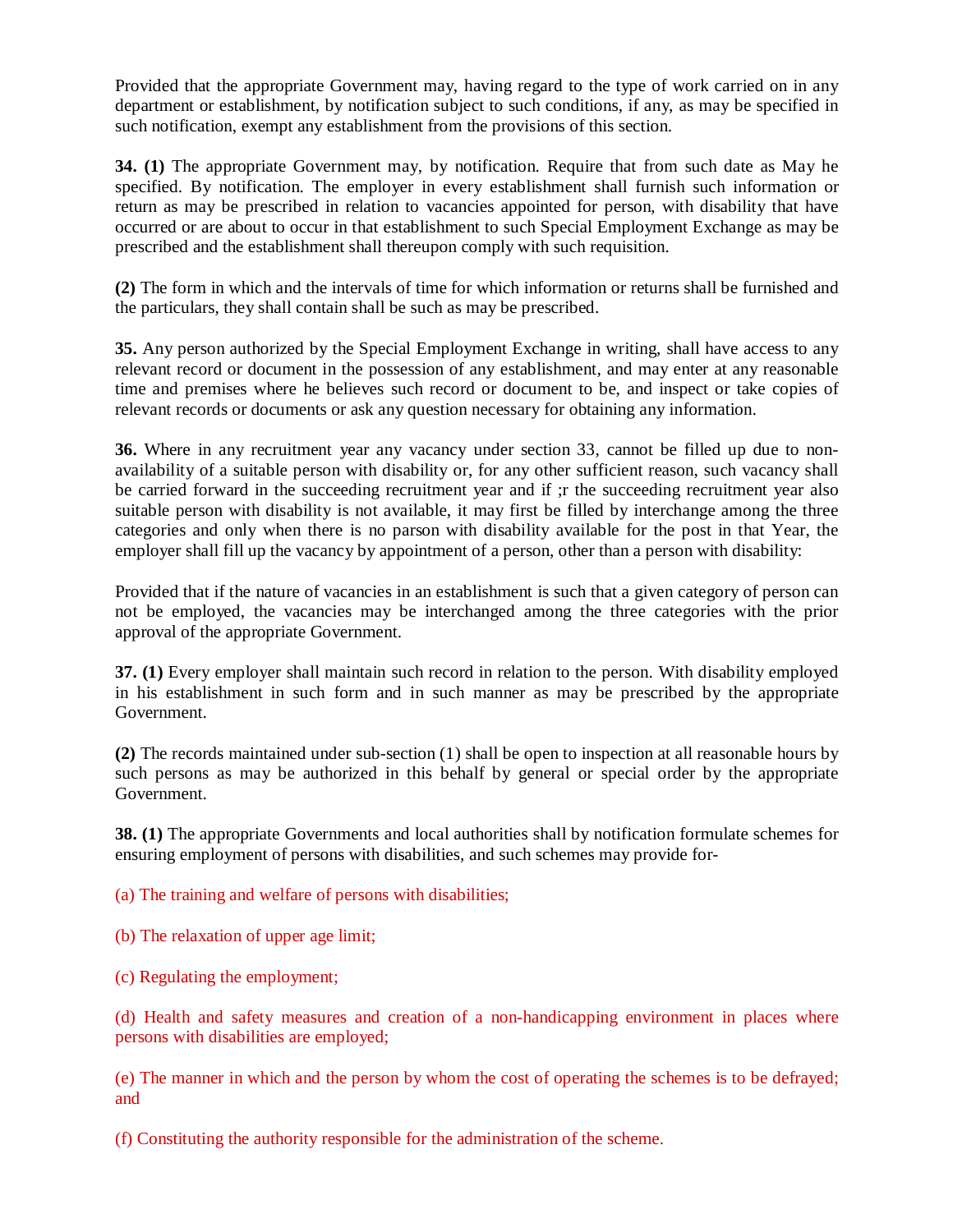Provided that the appropriate Government may, having regard to the type of work carried on in any department or establishment, by notification subject to such conditions, if any, as may be specified in such notification, exempt any establishment from the provisions of this section.

**34. (1)** The appropriate Government may, by notification. Require that from such date as May he specified. By notification. The employer in every establishment shall furnish such information or return as may be prescribed in relation to vacancies appointed for person, with disability that have occurred or are about to occur in that establishment to such Special Employment Exchange as may be prescribed and the establishment shall thereupon comply with such requisition.

**(2)** The form in which and the intervals of time for which information or returns shall be furnished and the particulars, they shall contain shall be such as may be prescribed.

**35.** Any person authorized by the Special Employment Exchange in writing, shall have access to any relevant record or document in the possession of any establishment, and may enter at any reasonable time and premises where he believes such record or document to be, and inspect or take copies of relevant records or documents or ask any question necessary for obtaining any information.

**36.** Where in any recruitment year any vacancy under section 33, cannot be filled up due to non-availability of a suitable person with disability or, for any other sufficient reason, such vacancy shall be carried forward in the succeeding recruitment year and if ;r the succeeding recruitment year also suitable person with disability is not available, it may first be filled by interchange among the three categories and only when there is no parson with disability available for the post in that Year, the employer shall fill up the vacancy by appointment of a person, other than a person with disability:

Provided that if the nature of vacancies in an establishment is such that a given category of person can not be employed, the vacancies may be interchanged among the three categories with the prior approval of the appropriate Government.

**37. (1)** Every employer shall maintain such record in relation to the person. With disability employed in his establishment in such form and in such manner as may be prescribed by the appropriate Government.

**(2)** The records maintained under sub-section (1) shall be open to inspection at all reasonable hours by such persons as may be authorized in this behalf by general or special order by the appropriate Government.

**38. (1)** The appropriate Governments and local authorities shall by notification formulate schemes for ensuring employment of persons with disabilities, and such schemes may provide for-

(a) The training and welfare of persons with disabilities;

(b) The relaxation of upper age limit;

(c) Regulating the employment;

(d) Health and safety measures and creation of a non-handicapping environment in places where persons with disabilities are employed;

(e) The manner in which and the person by whom the cost of operating the schemes is to be defrayed; and

(f) Constituting the authority responsible for the administration of the scheme.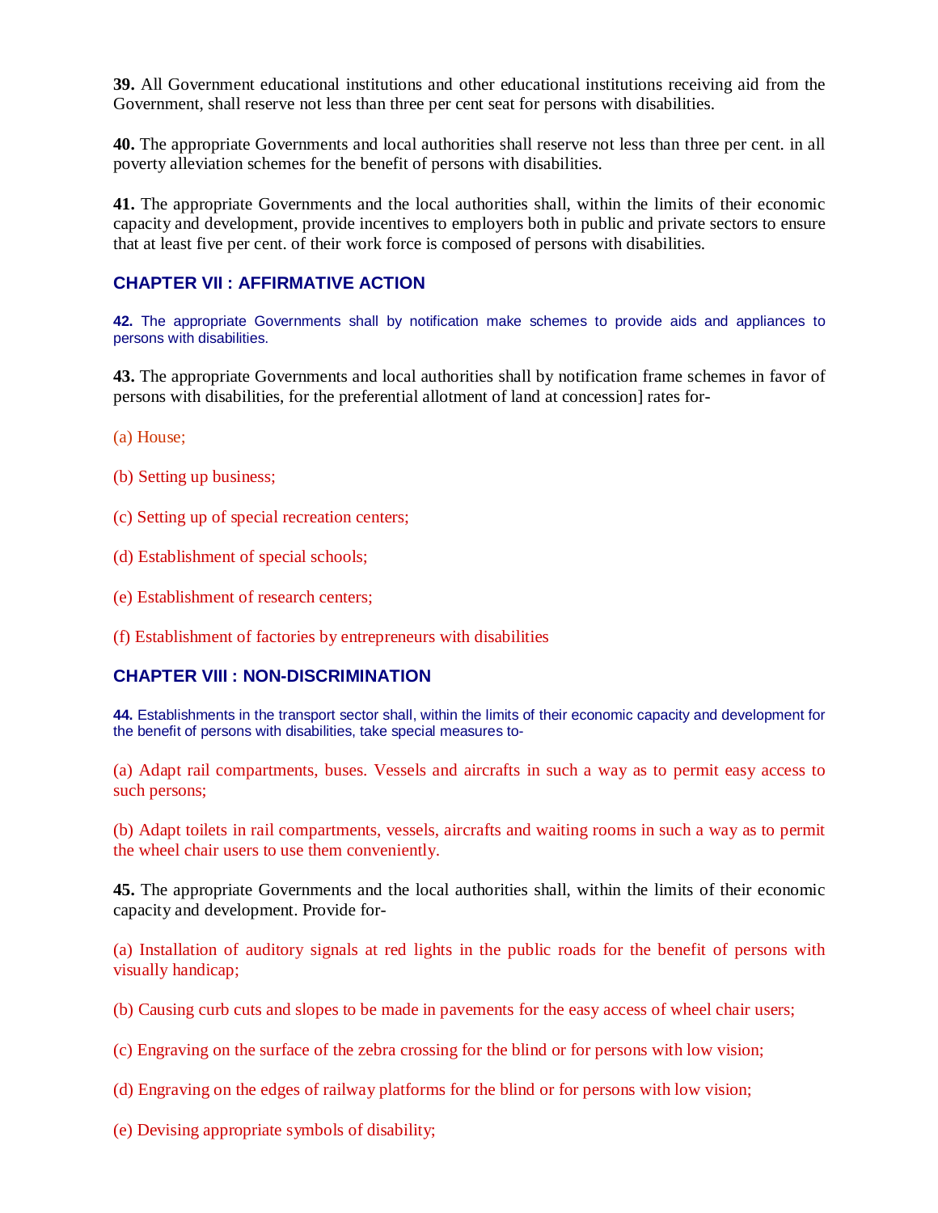**39.** All Government educational institutions and other educational institutions receiving aid from the Government, shall reserve not less than three per cent seat for persons with disabilities.

**40.** The appropriate Governments and local authorities shall reserve not less than three per cent. in all poverty alleviation schemes for the benefit of persons with disabilities.

**41.** The appropriate Governments and the local authorities shall, within the limits of their economic capacity and development, provide incentives to employers both in public and private sectors to ensure that at least five per cent. of their work force is composed of persons with disabilities.

## CHAPTER VII : AFFIRMATIVE ACTION

**42.** The appropriate Governments shall by notification make schemes to provide aids and appliances to persons with disabilities.

**43.** The appropriate Governments and local authorities shall by notification frame schemes in favor of persons with disabilities, for the preferential allotment of land at concession] rates for-

(a) House;

(b) Setting up business;

(c) Setting up of special recreation centers;

(d) Establishment of special schools;

(e) Establishment of research centers;

(f) Establishment of factories by entrepreneurs with disabilities

## CHAPTER VIII : NON-DISCRIMINATION

**44.** Establishments in the transport sector shall, within the limits of their economic capacity and development for the benefit of persons with disabilities, take special measures to-

(a) Adapt rail compartments, buses. Vessels and aircrafts in such a way as to permit easy access to such persons;

(b) Adapt toilets in rail compartments, vessels, aircrafts and waiting rooms in such a way as to permit the wheel chair users to use them conveniently.

**45.** The appropriate Governments and the local authorities shall, within the limits of their economic capacity and development. Provide for-

(a) Installation of auditory signals at red lights in the public roads for the benefit of persons with visually handicap;

(b) Causing curb cuts and slopes to be made in pavements for the easy access of wheel chair users;

(c) Engraving on the surface of the zebra crossing for the blind or for persons with low vision;

(d) Engraving on the edges of railway platforms for the blind or for persons with low vision;

(e) Devising appropriate symbols of disability;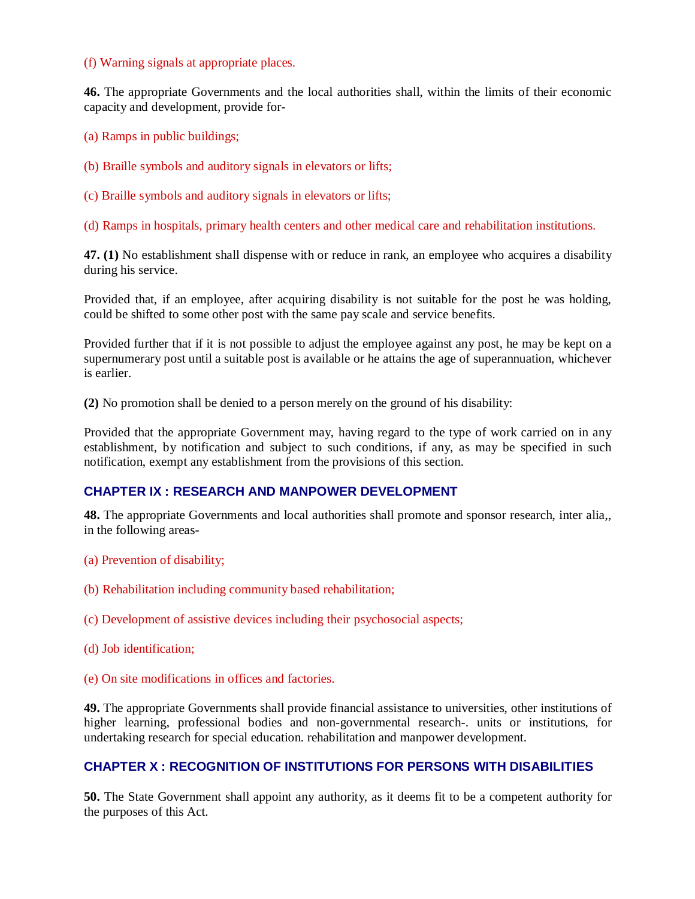(f) Warning signals at appropriate places.

**46.** The appropriate Governments and the local authorities shall, within the limits of their economic capacity and development, provide for-

(a) Ramps in public buildings;

(b) Braille symbols and auditory signals in elevators or lifts;

(c) Braille symbols and auditory signals in elevators or lifts;

(d) Ramps in hospitals, primary health centers and other medical care and rehabilitation institutions.

**47. (1)** No establishment shall dispense with or reduce in rank, an employee who acquires a disability during his service.

Provided that, if an employee, after acquiring disability is not suitable for the post he was holding, could be shifted to some other post with the same pay scale and service benefits.

Provided further that if it is not possible to adjust the employee against any post, he may be kept on a supernumerary post until a suitable post is available or he attains the age of superannuation, whichever is earlier.

**(2)** No promotion shall be denied to a person merely on the ground of his disability:

Provided that the appropriate Government may, having regard to the type of work carried on in any establishment, by notification and subject to such conditions, if any, as may be specified in such notification, exempt any establishment from the provisions of this section.

## CHAPTER IX : RESEARCH AND MANPOWER DEVELOPMENT

**48.** The appropriate Governments and local authorities shall promote and sponsor research, inter alia,, in the following areas-

(a) Prevention of disability;

(b) Rehabilitation including community based rehabilitation;

(c) Development of assistive devices including their psychosocial aspects;

(d) Job identification;

(e) On site modifications in offices and factories.

**49.** The appropriate Governments shall provide financial assistance to universities, other institutions of higher learning, professional bodies and non-governmental research-. units or institutions, for undertaking research for special education. rehabilitation and manpower development.

## CHAPTER X : RECOGNITION OF INSTITUTIONS FOR PERSONS WITH DISABILITIES

**50.** The State Government shall appoint any authority, as it deems fit to be a competent authority for the purposes of this Act.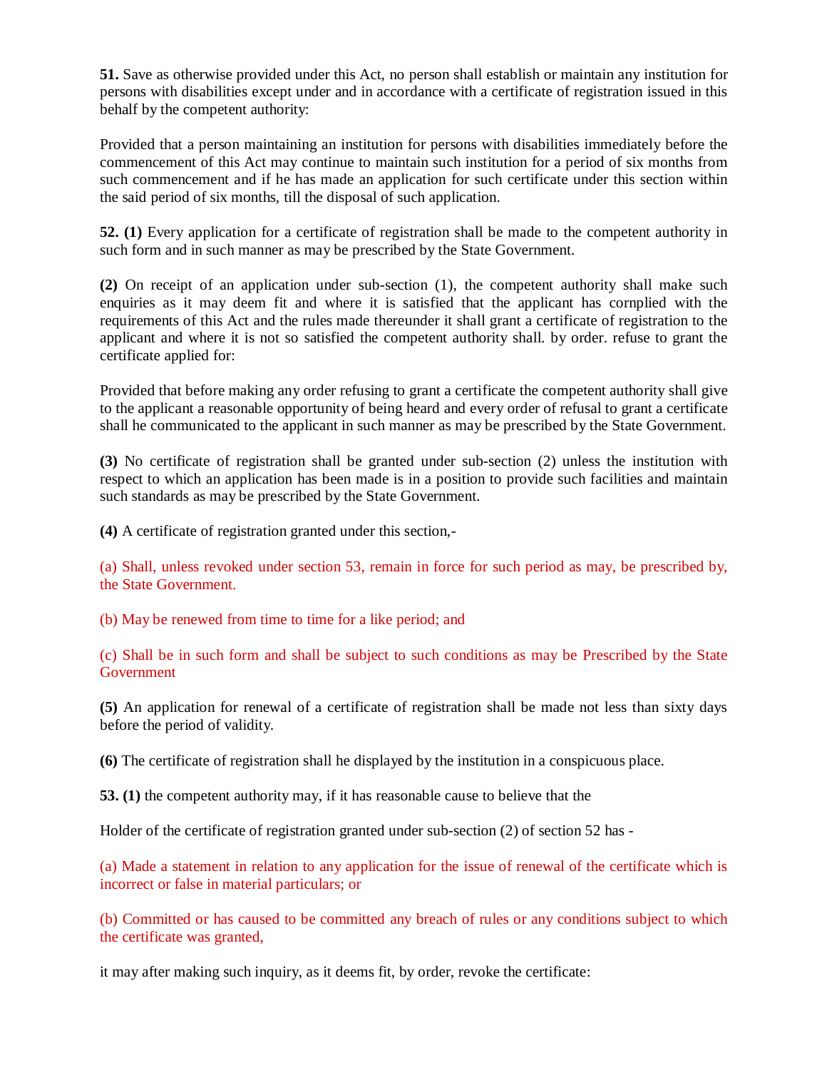**51.** Save as otherwise provided under this Act, no person shall establish or maintain any institution for persons with disabilities except under and in accordance with a certificate of registration issued in this behalf by the competent authority:

Provided that a person maintaining an institution for persons with disabilities immediately before the commencement of this Act may continue to maintain such institution for a period of six months from such commencement and if he has made an application for such certificate under this section within the said period of six months, till the disposal of such application.

**52. (1)** Every application for a certificate of registration shall be made to the competent authority in such form and in such manner as may be prescribed by the State Government.

**(2)** On receipt of an application under sub-section (1), the competent authority shall make such enquiries as it may deem fit and where it is satisfied that the applicant has cornplied with the requirements of this Act and the rules made thereunder it shall grant a certificate of registration to the applicant and where it is not so satisfied the competent authority shall. by order. refuse to grant the certificate applied for:

Provided that before making any order refusing to grant a certificate the competent authority shall give to the applicant a reasonable opportunity of being heard and every order of refusal to grant a certificate shall he communicated to the applicant in such manner as may be prescribed by the State Government.

**(3)** No certificate of registration shall be granted under sub-section (2) unless the institution with respect to which an application has been made is in a position to provide such facilities and maintain such standards as may be prescribed by the State Government.

**(4)** A certificate of registration granted under this section,-

(a) Shall, unless revoked under section 53, remain in force for such period as may, be prescribed by, the State Government.

(b) May be renewed from time to time for a like period; and

(c) Shall be in such form and shall be subject to such conditions as may be Prescribed by the State Government

**(5)** An application for renewal of a certificate of registration shall be made not less than sixty days before the period of validity.

**(6)** The certificate of registration shall he displayed by the institution in a conspicuous place.

**53. (1)** the competent authority may, if it has reasonable cause to believe that the

Holder of the certificate of registration granted under sub-section (2) of section 52 has -

(a) Made a statement in relation to any application for the issue of renewal of the certificate which is incorrect or false in material particulars; or

(b) Committed or has caused to be committed any breach of rules or any conditions subject to which the certificate was granted,

it may after making such inquiry, as it deems fit, by order, revoke the certificate: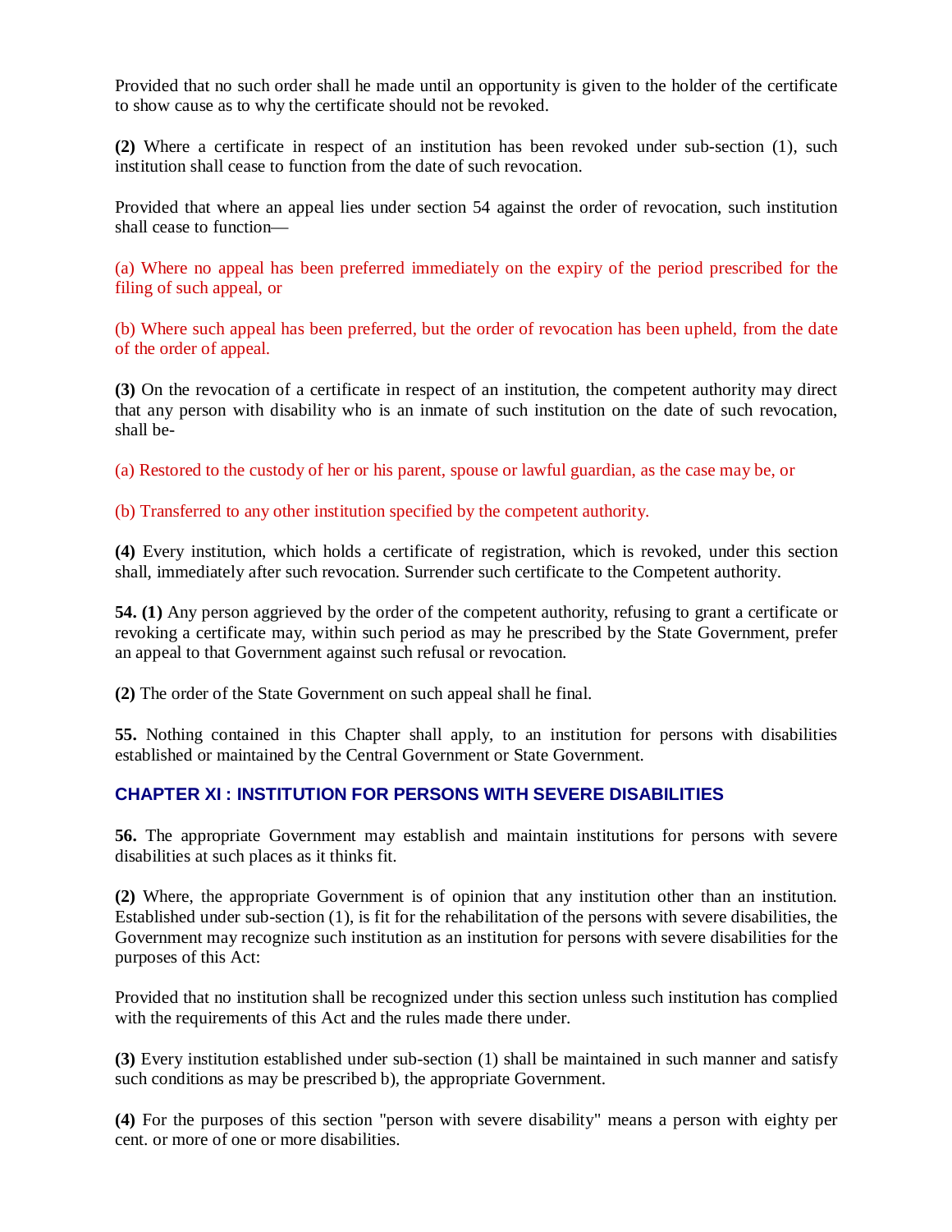Provided that no such order shall he made until an opportunity is given to the holder of the certificate to show cause as to why the certificate should not be revoked.

**(2)** Where a certificate in respect of an institution has been revoked under sub-section (1), such institution shall cease to function from the date of such revocation.

Provided that where an appeal lies under section 54 against the order of revocation, such institution shall cease to function—

(a) Where no appeal has been preferred immediately on the expiry of the period prescribed for the filing of such appeal, or

(b) Where such appeal has been preferred, but the order of revocation has been upheld, from the date of the order of appeal.

**(3)** On the revocation of a certificate in respect of an institution, the competent authority may direct that any person with disability who is an inmate of such institution on the date of such revocation, shall be-

(a) Restored to the custody of her or his parent, spouse or lawful guardian, as the case may be, or

(b) Transferred to any other institution specified by the competent authority.

**(4)** Every institution, which holds a certificate of registration, which is revoked, under this section shall, immediately after such revocation. Surrender such certificate to the Competent authority.

**54. (1)** Any person aggrieved by the order of the competent authority, refusing to grant a certificate or revoking a certificate may, within such period as may he prescribed by the State Government, prefer an appeal to that Government against such refusal or revocation.

**(2)** The order of the State Government on such appeal shall he final.

**55.** Nothing contained in this Chapter shall apply, to an institution for persons with disabilities established or maintained by the Central Government or State Government.

## CHAPTER XI : INSTITUTION FOR PERSONS WITH SEVERE DISABILITIES

**56.** The appropriate Government may establish and maintain institutions for persons with severe disabilities at such places as it thinks fit.

**(2)** Where, the appropriate Government is of opinion that any institution other than an institution. Established under sub-section (1), is fit for the rehabilitation of the persons with severe disabilities, the Government may recognize such institution as an institution for persons with severe disabilities for the purposes of this Act:

Provided that no institution shall be recognized under this section unless such institution has complied with the requirements of this Act and the rules made there under.

**(3)** Every institution established under sub-section (1) shall be maintained in such manner and satisfy such conditions as may be prescribed b), the appropriate Government.

**(4)** For the purposes of this section "person with severe disability" means a person with eighty per cent. or more of one or more disabilities.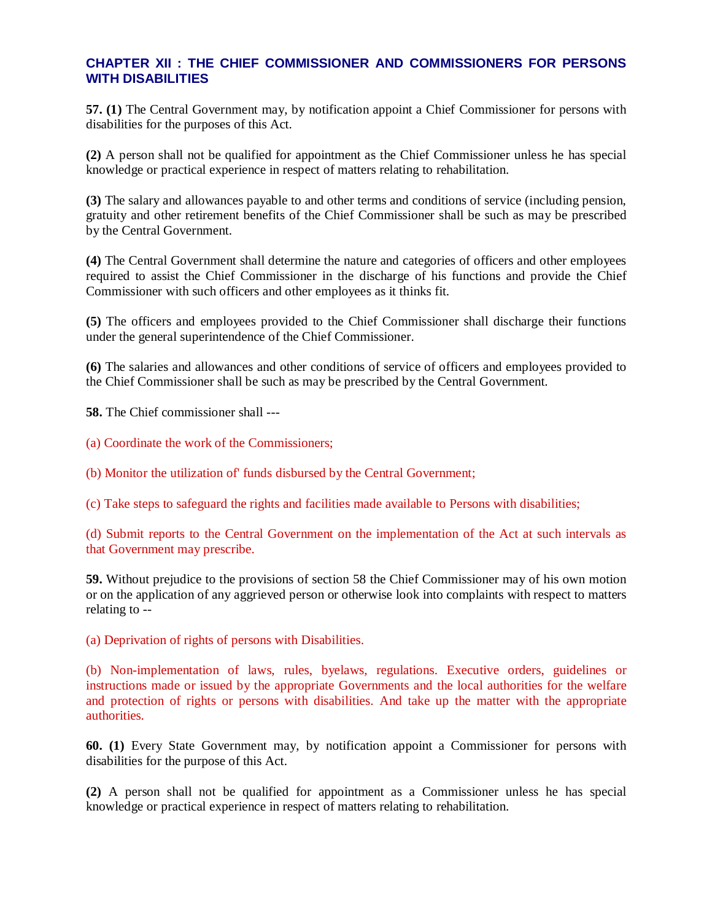## CHAPTER XII : THE CHIEF COMMISSIONER AND COMMISSIONERS FOR PERSONS WITH DISABILITIES

**57. (1)** The Central Government may, by notification appoint a Chief Commissioner for persons with disabilities for the purposes of this Act.

**(2)** A person shall not be qualified for appointment as the Chief Commissioner unless he has special knowledge or practical experience in respect of matters relating to rehabilitation.

**(3)** The salary and allowances payable to and other terms and conditions of service (including pension, gratuity and other retirement benefits of the Chief Commissioner shall be such as may be prescribed by the Central Government.

**(4)** The Central Government shall determine the nature and categories of officers and other employees required to assist the Chief Commissioner in the discharge of his functions and provide the Chief Commissioner with such officers and other employees as it thinks fit.

**(5)** The officers and employees provided to the Chief Commissioner shall discharge their functions under the general superintendence of the Chief Commissioner.

**(6)** The salaries and allowances and other conditions of service of officers and employees provided to the Chief Commissioner shall be such as may be prescribed by the Central Government.

**58.** The Chief commissioner shall ---

(a) Coordinate the work of the Commissioners;

(b) Monitor the utilization of' funds disbursed by the Central Government;

(c) Take steps to safeguard the rights and facilities made available to Persons with disabilities;

(d) Submit reports to the Central Government on the implementation of the Act at such intervals as that Government may prescribe.

**59.** Without prejudice to the provisions of section 58 the Chief Commissioner may of his own motion or on the application of any aggrieved person or otherwise look into complaints with respect to matters relating to --

(a) Deprivation of rights of persons with Disabilities.

(b) Non-implementation of laws, rules, byelaws, regulations. Executive orders, guidelines or instructions made or issued by the appropriate Governments and the local authorities for the welfare and protection of rights or persons with disabilities. And take up the matter with the appropriate authorities.

**60. (1)** Every State Government may, by notification appoint a Commissioner for persons with disabilities for the purpose of this Act.

**(2)** A person shall not be qualified for appointment as a Commissioner unless he has special knowledge or practical experience in respect of matters relating to rehabilitation.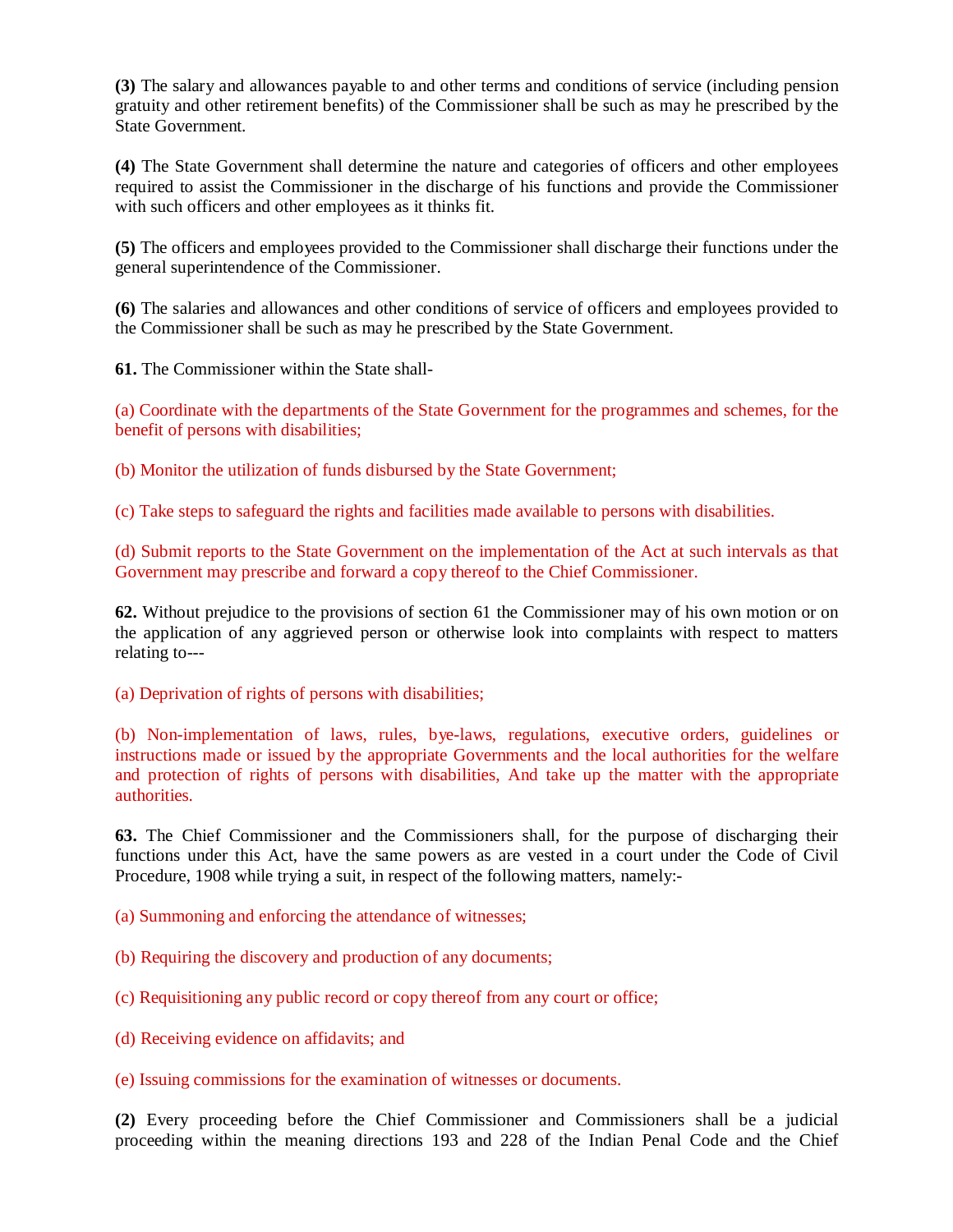**(3)** The salary and allowances payable to and other terms and conditions of service (including pension gratuity and other retirement benefits) of the Commissioner shall be such as may he prescribed by the State Government.

**(4)** The State Government shall determine the nature and categories of officers and other employees required to assist the Commissioner in the discharge of his functions and provide the Commissioner with such officers and other employees as it thinks fit.

**(5)** The officers and employees provided to the Commissioner shall discharge their functions under the general superintendence of the Commissioner.

**(6)** The salaries and allowances and other conditions of service of officers and employees provided to the Commissioner shall be such as may he prescribed by the State Government.

**61.** The Commissioner within the State shall-

(a) Coordinate with the departments of the State Government for the programmes and schemes, for the benefit of persons with disabilities;

(b) Monitor the utilization of funds disbursed by the State Government;

(c) Take steps to safeguard the rights and facilities made available to persons with disabilities.

(d) Submit reports to the State Government on the implementation of the Act at such intervals as that Government may prescribe and forward a copy thereof to the Chief Commissioner.

**62.** Without prejudice to the provisions of section 61 the Commissioner may of his own motion or on the application of any aggrieved person or otherwise look into complaints with respect to matters relating to---

(a) Deprivation of rights of persons with disabilities;

(b) Non-implementation of laws, rules, bye-laws, regulations, executive orders, guidelines or instructions made or issued by the appropriate Governments and the local authorities for the welfare and protection of rights of persons with disabilities, And take up the matter with the appropriate authorities.

**63.** The Chief Commissioner and the Commissioners shall, for the purpose of discharging their functions under this Act, have the same powers as are vested in a court under the Code of Civil Procedure, 1908 while trying a suit, in respect of the following matters, namely:-

(a) Summoning and enforcing the attendance of witnesses;

(b) Requiring the discovery and production of any documents;

(c) Requisitioning any public record or copy thereof from any court or office;

(d) Receiving evidence on affidavits; and

(e) Issuing commissions for the examination of witnesses or documents.

**(2)** Every proceeding before the Chief Commissioner and Commissioners shall be a judicial proceeding within the meaning directions 193 and 228 of the Indian Penal Code and the Chief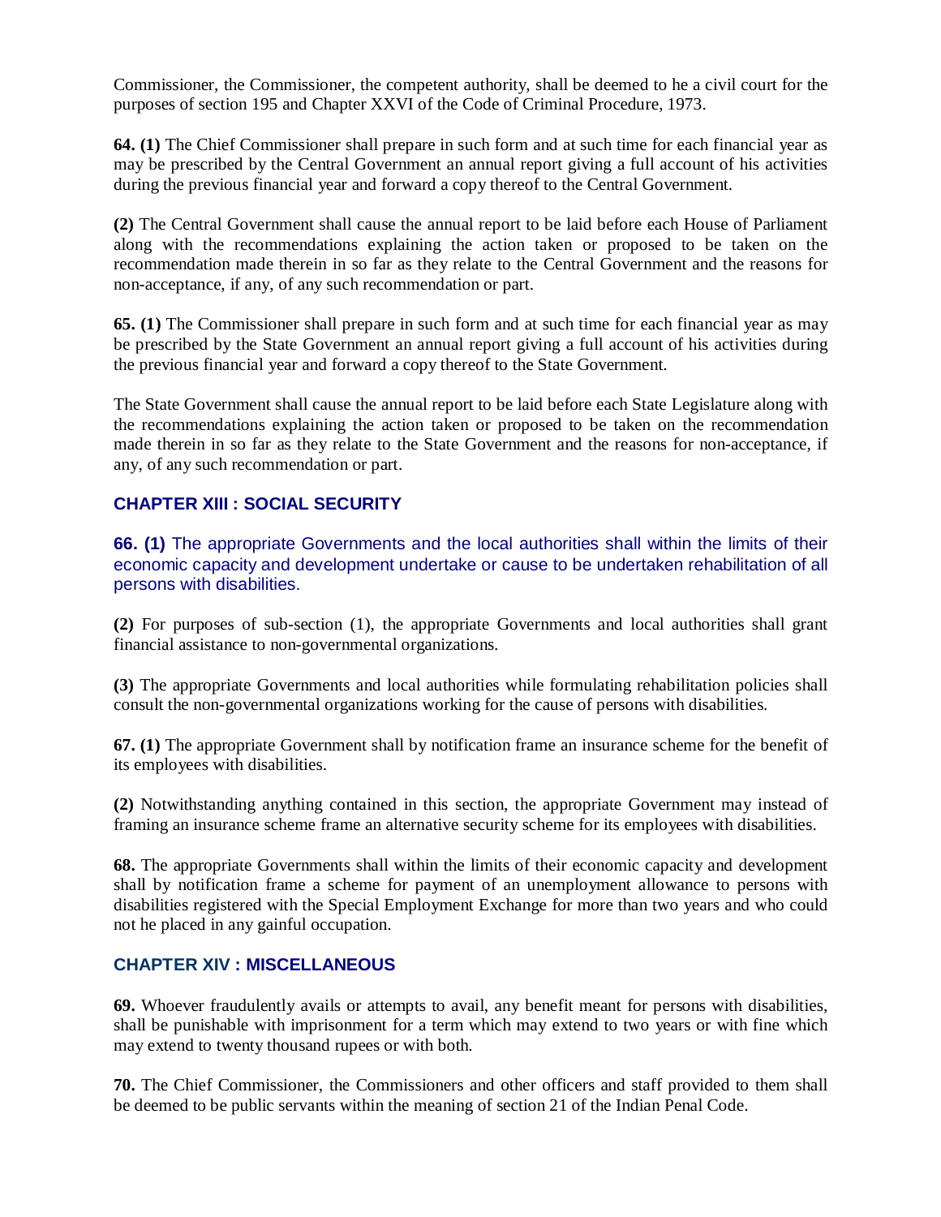Commissioner, the Commissioner, the competent authority, shall be deemed to he a civil court for the purposes of section 195 and Chapter XXVI of the Code of Criminal Procedure, 1973.

**64. (1)** The Chief Commissioner shall prepare in such form and at such time for each financial year as may be prescribed by the Central Government an annual report giving a full account of his activities during the previous financial year and forward a copy thereof to the Central Government.

**(2)** The Central Government shall cause the annual report to be laid before each House of Parliament along with the recommendations explaining the action taken or proposed to be taken on the recommendation made therein in so far as they relate to the Central Government and the reasons for non-acceptance, if any, of any such recommendation or part.

**65. (1)** The Commissioner shall prepare in such form and at such time for each financial year as may be prescribed by the State Government an annual report giving a full account of his activities during the previous financial year and forward a copy thereof to the State Government.

The State Government shall cause the annual report to be laid before each State Legislature along with the recommendations explaining the action taken or proposed to be taken on the recommendation made therein in so far as they relate to the State Government and the reasons for non-acceptance, if any, of any such recommendation or part.

## CHAPTER XIII : SOCIAL SECURITY

**66. (1)** The appropriate Governments and the local authorities shall within the limits of their economic capacity and development undertake or cause to be undertaken rehabilitation of all persons with disabilities.

**(2)** For purposes of sub-section (1), the appropriate Governments and local authorities shall grant financial assistance to non-governmental organizations.

**(3)** The appropriate Governments and local authorities while formulating rehabilitation policies shall consult the non-governmental organizations working for the cause of persons with disabilities.

**67. (1)** The appropriate Government shall by notification frame an insurance scheme for the benefit of its employees with disabilities.

**(2)** Notwithstanding anything contained in this section, the appropriate Government may instead of framing an insurance scheme frame an alternative security scheme for its employees with disabilities.

**68.** The appropriate Governments shall within the limits of their economic capacity and development shall by notification frame a scheme for payment of an unemployment allowance to persons with disabilities registered with the Special Employment Exchange for more than two years and who could not he placed in any gainful occupation.

## CHAPTER XIV : MISCELLANEOUS

**69.** Whoever fraudulently avails or attempts to avail, any benefit meant for persons with disabilities, shall be punishable with imprisonment for a term which may extend to two years or with fine which may extend to twenty thousand rupees or with both.

**70.** The Chief Commissioner, the Commissioners and other officers and staff provided to them shall be deemed to be public servants within the meaning of section 21 of the Indian Penal Code.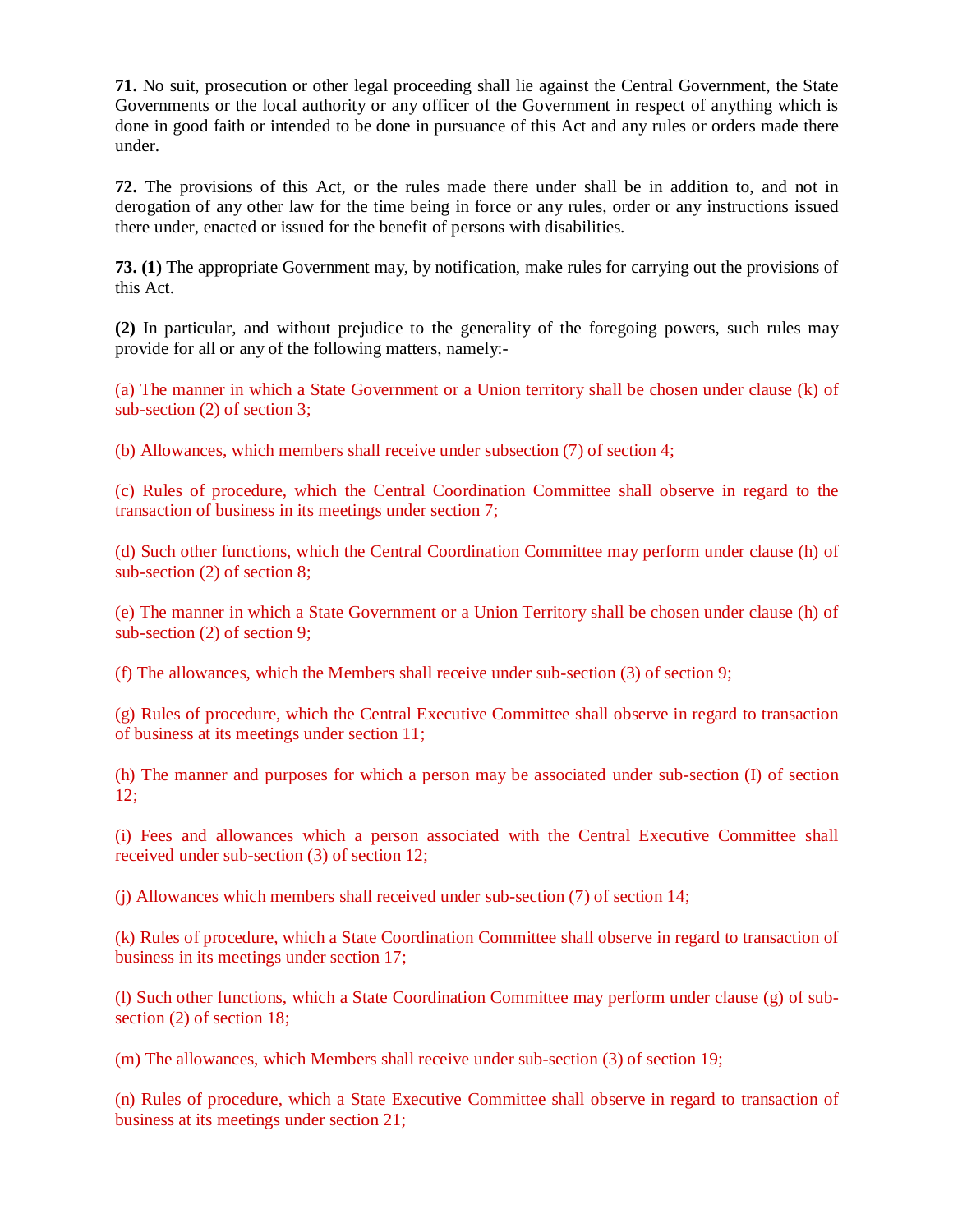**71.** No suit, prosecution or other legal proceeding shall lie against the Central Government, the State Governments or the local authority or any officer of the Government in respect of anything which is done in good faith or intended to be done in pursuance of this Act and any rules or orders made there under.

**72.** The provisions of this Act, or the rules made there under shall be in addition to, and not in derogation of any other law for the time being in force or any rules, order or any instructions issued there under, enacted or issued for the benefit of persons with disabilities.

**73. (1)** The appropriate Government may, by notification, make rules for carrying out the provisions of this Act.

**(2)** In particular, and without prejudice to the generality of the foregoing powers, such rules may provide for all or any of the following matters, namely:-

(a) The manner in which a State Government or a Union territory shall be chosen under clause (k) of sub-section (2) of section 3;

(b) Allowances, which members shall receive under subsection (7) of section 4;

(c) Rules of procedure, which the Central Coordination Committee shall observe in regard to the transaction of business in its meetings under section 7;

(d) Such other functions, which the Central Coordination Committee may perform under clause (h) of sub-section (2) of section 8;

(e) The manner in which a State Government or a Union Territory shall be chosen under clause (h) of sub-section (2) of section 9;

(f) The allowances, which the Members shall receive under sub-section (3) of section 9;

(g) Rules of procedure, which the Central Executive Committee shall observe in regard to transaction of business at its meetings under section 11;

(h) The manner and purposes for which a person may be associated under sub-section (I) of section 12;

(i) Fees and allowances which a person associated with the Central Executive Committee shall received under sub-section (3) of section 12;

(j) Allowances which members shall received under sub-section (7) of section 14;

(k) Rules of procedure, which a State Coordination Committee shall observe in regard to transaction of business in its meetings under section 17;

(l) Such other functions, which a State Coordination Committee may perform under clause (g) of sub-section (2) of section 18;

(m) The allowances, which Members shall receive under sub-section (3) of section 19;

(n) Rules of procedure, which a State Executive Committee shall observe in regard to transaction of business at its meetings under section 21;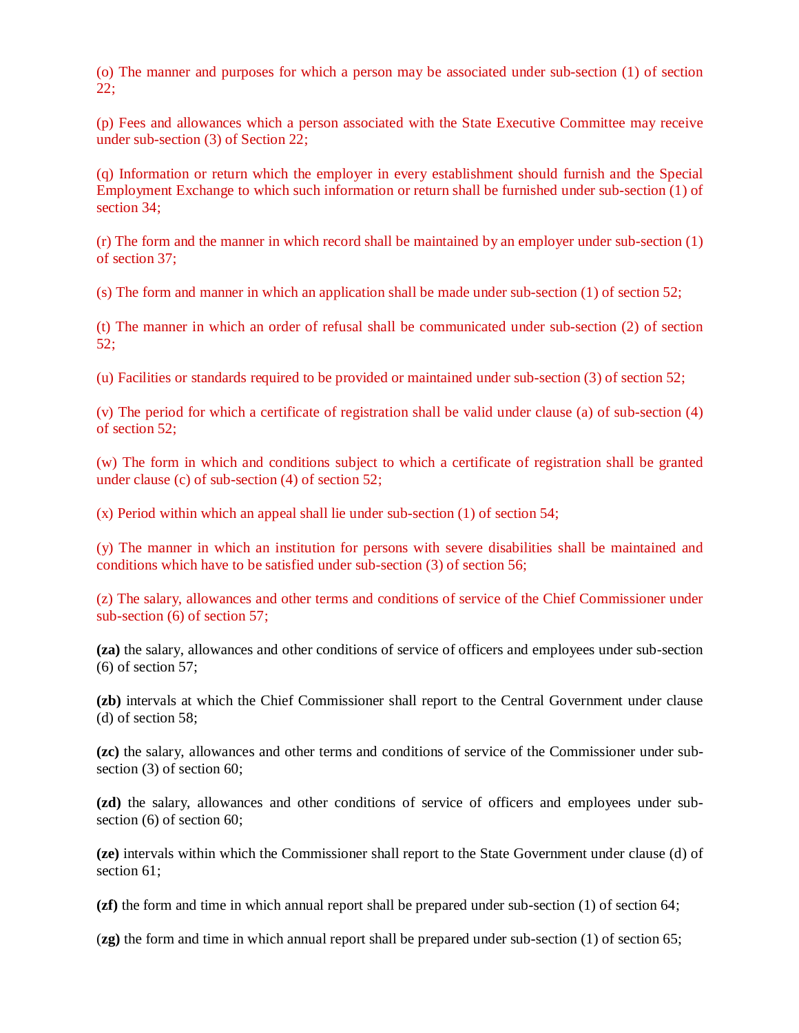(o) The manner and purposes for which a person may be associated under sub-section (1) of section 22;

(p) Fees and allowances which a person associated with the State Executive Committee may receive under sub-section (3) of Section 22;

(q) Information or return which the employer in every establishment should furnish and the Special Employment Exchange to which such information or return shall be furnished under sub-section (1) of section 34;

(r) The form and the manner in which record shall be maintained by an employer under sub-section (1) of section 37;

(s) The form and manner in which an application shall be made under sub-section (1) of section 52;

(t) The manner in which an order of refusal shall be communicated under sub-section (2) of section 52;

(u) Facilities or standards required to be provided or maintained under sub-section (3) of section 52;

(v) The period for which a certificate of registration shall be valid under clause (a) of sub-section (4) of section 52;

(w) The form in which and conditions subject to which a certificate of registration shall be granted under clause (c) of sub-section (4) of section 52;

(x) Period within which an appeal shall lie under sub-section (1) of section 54;

(y) The manner in which an institution for persons with severe disabilities shall be maintained and conditions which have to be satisfied under sub-section (3) of section 56;

(z) The salary, allowances and other terms and conditions of service of the Chief Commissioner under sub-section (6) of section 57;

**(za)** the salary, allowances and other conditions of service of officers and employees under sub-section (6) of section 57;

**(zb)** intervals at which the Chief Commissioner shall report to the Central Government under clause (d) of section 58;

**(zc)** the salary, allowances and other terms and conditions of service of the Commissioner under sub-section (3) of section 60;

**(zd)** the salary, allowances and other conditions of service of officers and employees under sub-section (6) of section 60;

**(ze)** intervals within which the Commissioner shall report to the State Government under clause (d) of section 61;

**(zf)** the form and time in which annual report shall be prepared under sub-section (1) of section 64;

**(zg)** the form and time in which annual report shall be prepared under sub-section (1) of section 65;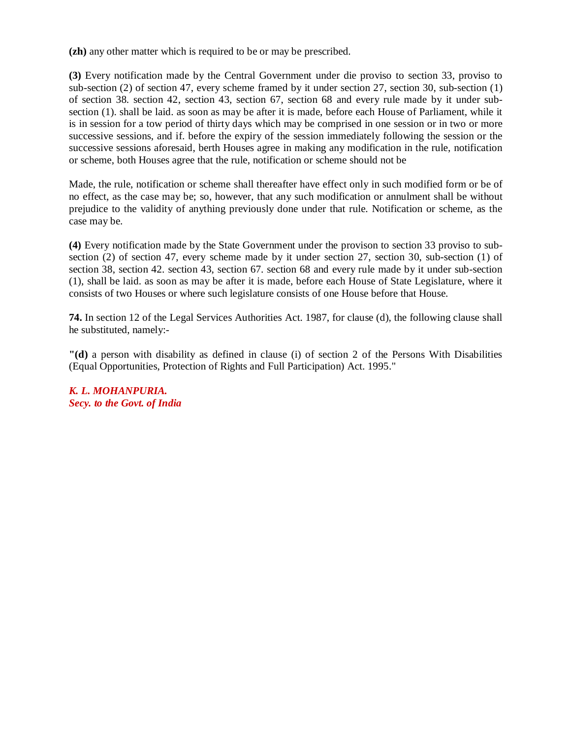**(zh)** any other matter which is required to be or may be prescribed.

**(3)** Every notification made by the Central Government under die proviso to section 33, proviso to sub-section (2) of section 47, every scheme framed by it under section 27, section 30, sub-section (1) of section 38. section 42, section 43, section 67, section 68 and every rule made by it under sub-section (1). shall be laid. as soon as may be after it is made, before each House of Parliament, while it is in session for a tow period of thirty days which may be comprised in one session or in two or more successive sessions, and if. before the expiry of the session immediately following the session or the successive sessions aforesaid, berth Houses agree in making any modification in the rule, notification or scheme, both Houses agree that the rule, notification or scheme should not be

Made, the rule, notification or scheme shall thereafter have effect only in such modified form or be of no effect, as the case may be; so, however, that any such modification or annulment shall be without prejudice to the validity of anything previously done under that rule. Notification or scheme, as the case may be.

**(4)** Every notification made by the State Government under the provison to section 33 proviso to sub-section (2) of section 47, every scheme made by it under section 27, section 30, sub-section (1) of section 38, section 42. section 43, section 67. section 68 and every rule made by it under sub-section (1), shall be laid. as soon as may be after it is made, before each House of State Legislature, where it consists of two Houses or where such legislature consists of one House before that House.

**74.** In section 12 of the Legal Services Authorities Act. 1987, for clause (d), the following clause shall he substituted, namely:-

**"(d)** a person with disability as defined in clause (i) of section 2 of the Persons With Disabilities (Equal Opportunities, Protection of Rights and Full Participation) Act. 1995."

***K. L. MOHANPURIA.***
***Secy. to the Govt. of India***